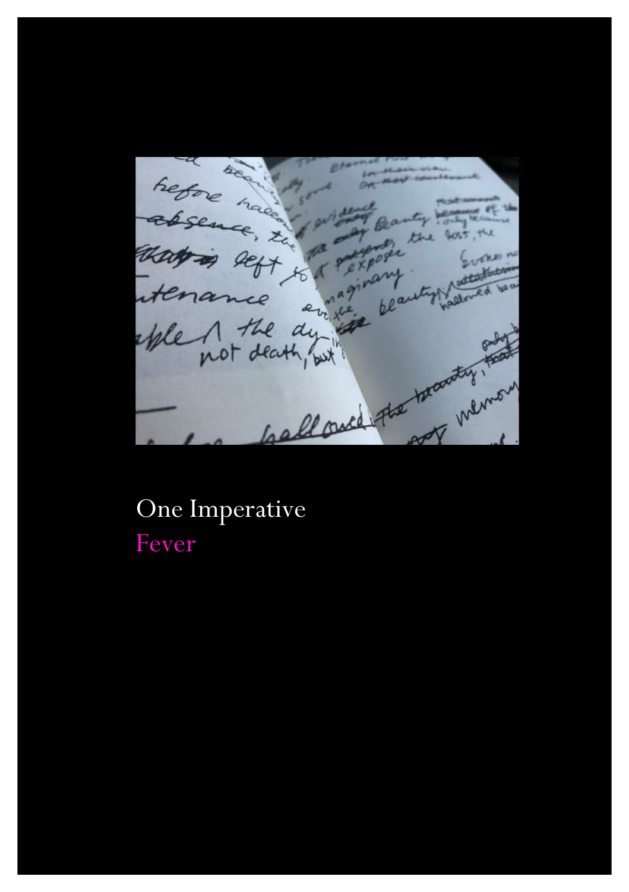One Imperative

Fever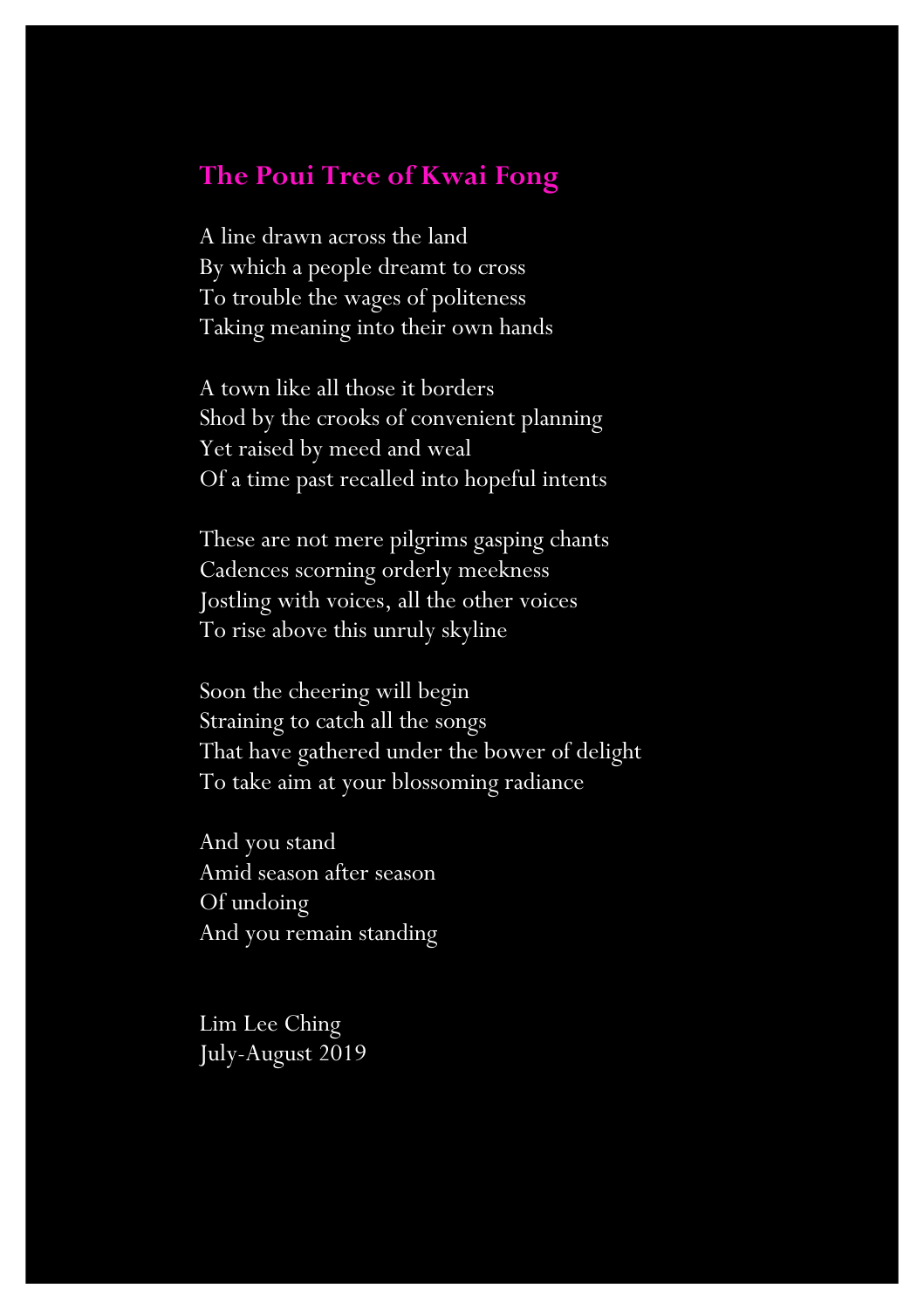## The Poui Tree of Kwai Fong

A line drawn across the land
By which a people dreamt to cross
To trouble the wages of politeness
Taking meaning into their own hands

A town like all those it borders
Shod by the crooks of convenient planning
Yet raised by meed and weal
Of a time past recalled into hopeful intents

These are not mere pilgrims gasping chants
Cadences scorning orderly meekness
Jostling with voices, all the other voices
To rise above this unruly skyline

Soon the cheering will begin
Straining to catch all the songs
That have gathered under the bower of delight
To take aim at your blossoming radiance

And you stand
Amid season after season
Of undoing
And you remain standing

Lim Lee Ching
July-August 2019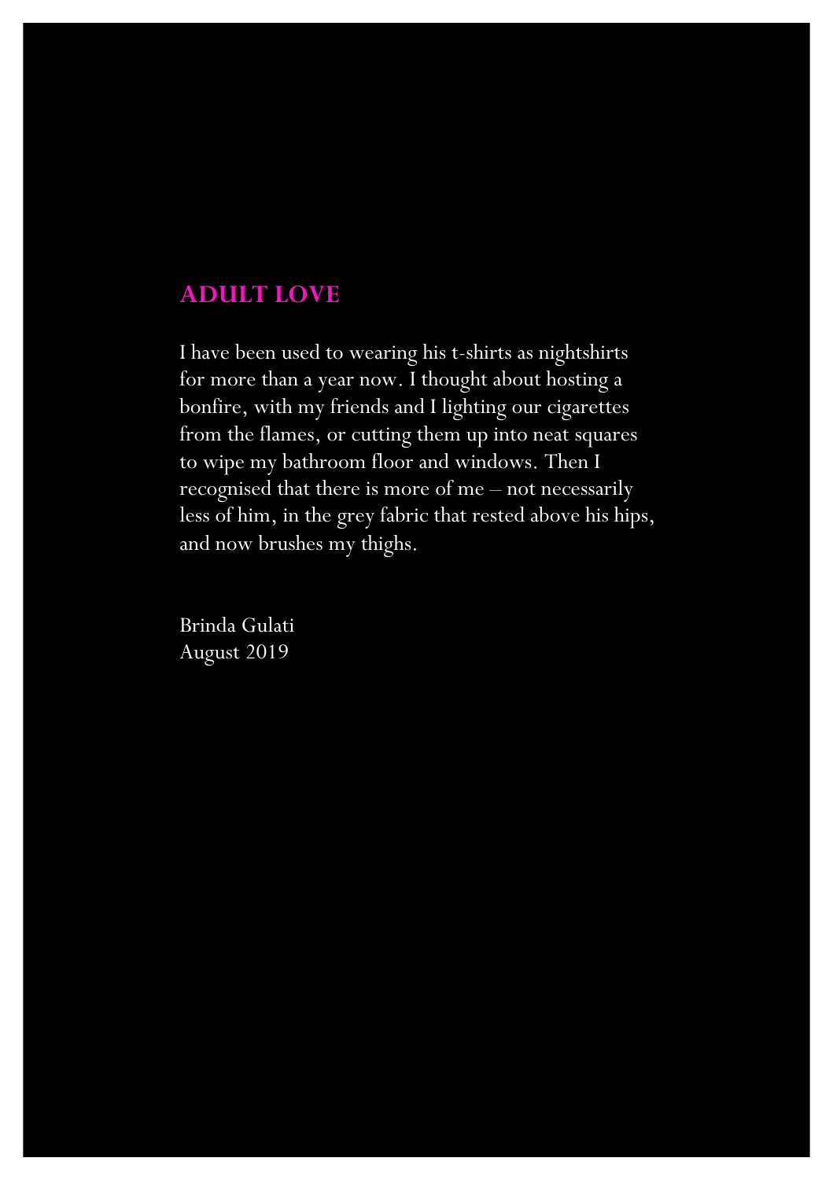## ADULT LOVE

I have been used to wearing his t-shirts as nightshirts for more than a year now. I thought about hosting a bonfire, with my friends and I lighting our cigarettes from the flames, or cutting them up into neat squares to wipe my bathroom floor and windows. Then I recognised that there is more of me – not necessarily less of him, in the grey fabric that rested above his hips, and now brushes my thighs.

Brinda Gulati
August 2019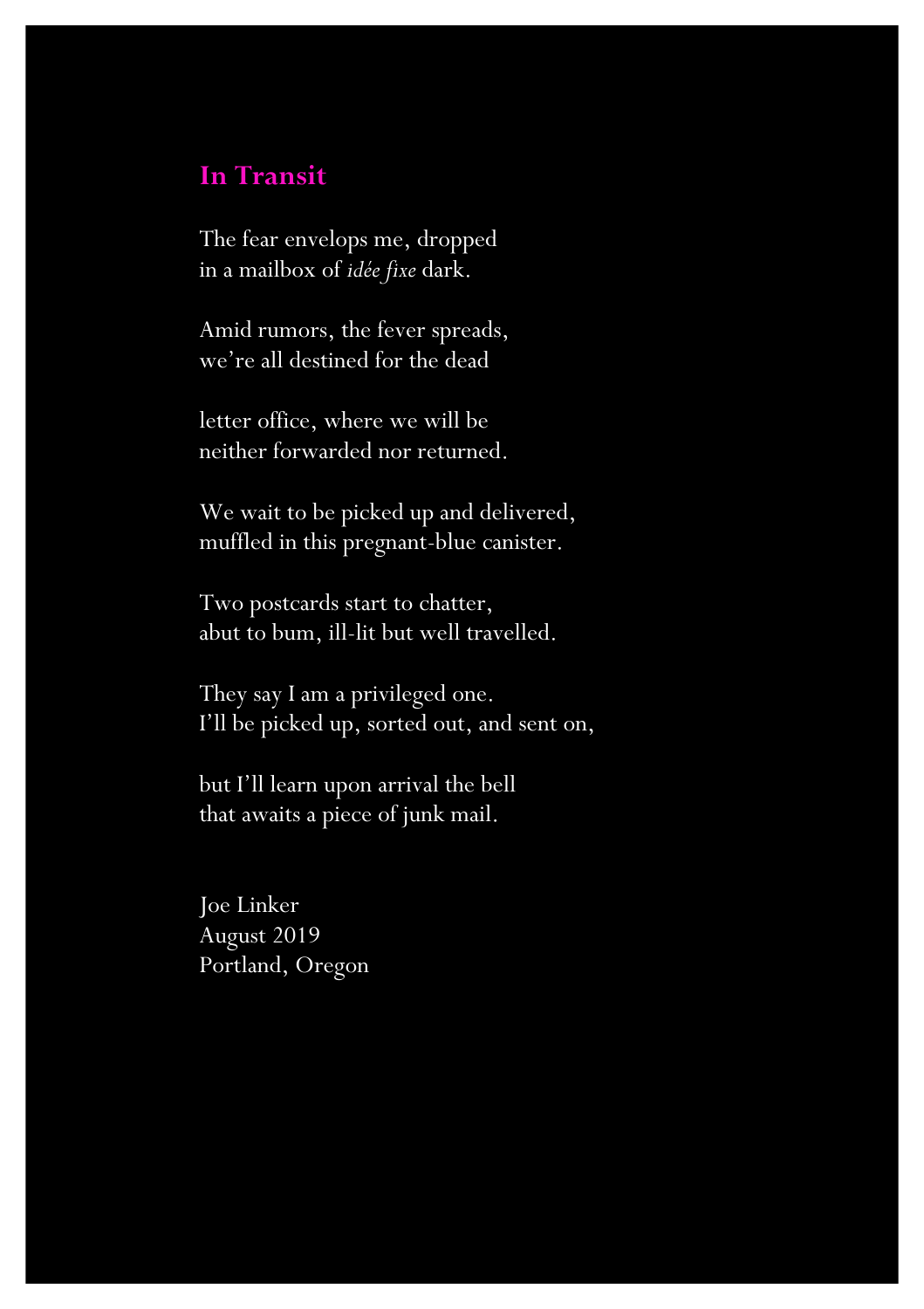## In Transit

The fear envelops me, dropped  
in a mailbox of *idée fixe* dark.

Amid rumors, the fever spreads,  
we're all destined for the dead

letter office, where we will be  
neither forwarded nor returned.

We wait to be picked up and delivered,  
muffled in this pregnant-blue canister.

Two postcards start to chatter,  
abut to bum, ill-lit but well travelled.

They say I am a privileged one.  
I'll be picked up, sorted out, and sent on,

but I'll learn upon arrival the bell  
that awaits a piece of junk mail.

Joe Linker  
August 2019  
Portland, Oregon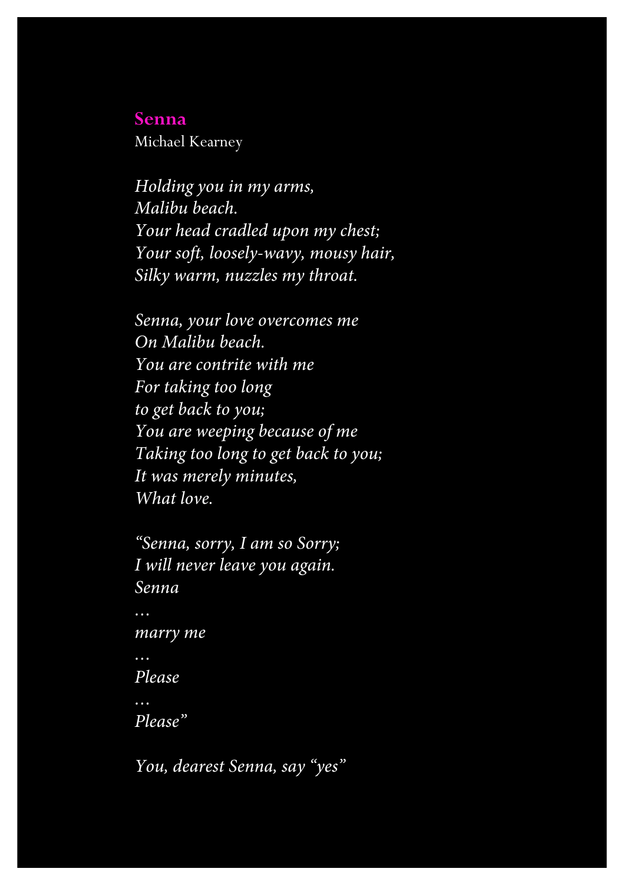## Senna

Michael Kearney

*Holding you in my arms,*
*Malibu beach.*
*Your head cradled upon my chest;*
*Your soft, loosely-wavy, mousy hair,*
*Silky warm, nuzzles my throat.*

*Senna, your love overcomes me*
*On Malibu beach.*
*You are contrite with me*
*For taking too long*
*to get back to you;*
*You are weeping because of me*
*Taking too long to get back to you;*
*It was merely minutes,*
*What love.*

*"Senna, sorry, I am so Sorry;*
*I will never leave you again.*
*Senna*
*…*
*marry me*
*…*
*Please*
*…*
*Please"*

*You, dearest Senna, say "yes"*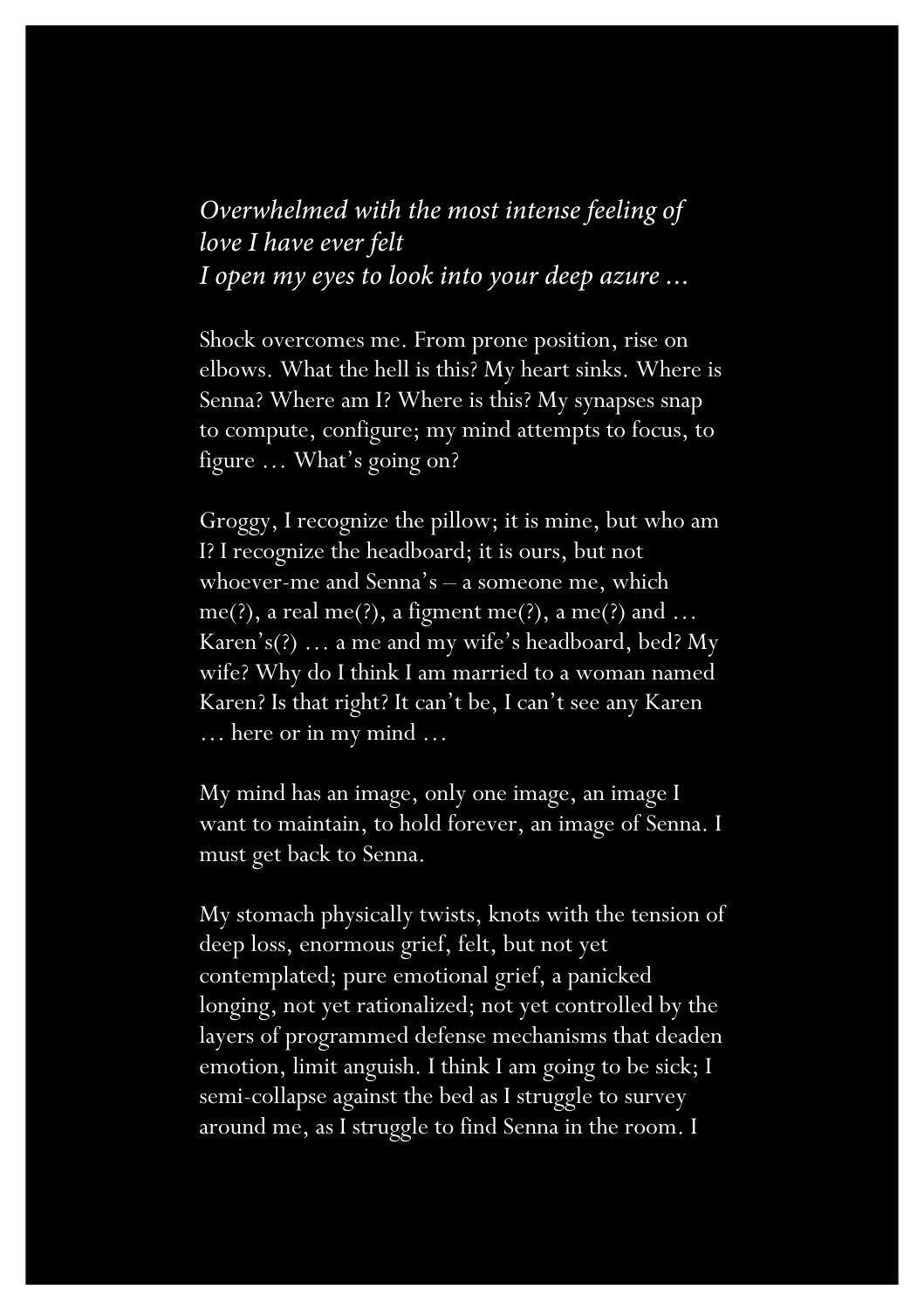*Overwhelmed with the most intense feeling of love I have ever felt*
*I open my eyes to look into your deep azure …*

Shock overcomes me. From prone position, rise on elbows. What the hell is this? My heart sinks. Where is Senna? Where am I? Where is this? My synapses snap to compute, configure; my mind attempts to focus, to figure … What's going on?

Groggy, I recognize the pillow; it is mine, but who am I? I recognize the headboard; it is ours, but not whoever-me and Senna's – a someone me, which me(?), a real me(?), a figment me(?), a me(?) and … Karen's(?) … a me and my wife's headboard, bed? My wife? Why do I think I am married to a woman named Karen? Is that right? It can't be, I can't see any Karen … here or in my mind …

My mind has an image, only one image, an image I want to maintain, to hold forever, an image of Senna. I must get back to Senna.

My stomach physically twists, knots with the tension of deep loss, enormous grief, felt, but not yet contemplated; pure emotional grief, a panicked longing, not yet rationalized; not yet controlled by the layers of programmed defense mechanisms that deaden emotion, limit anguish. I think I am going to be sick; I semi-collapse against the bed as I struggle to survey around me, as I struggle to find Senna in the room. I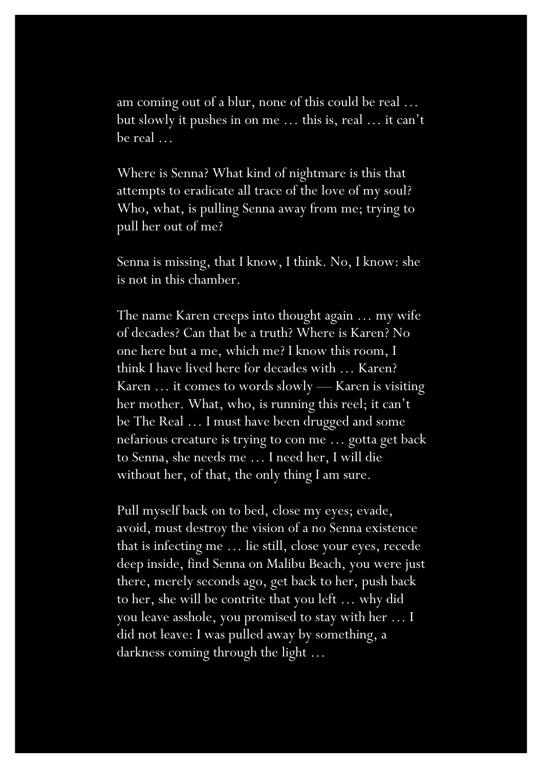am coming out of a blur, none of this could be real … but slowly it pushes in on me … this is, real … it can't be real …

Where is Senna? What kind of nightmare is this that attempts to eradicate all trace of the love of my soul? Who, what, is pulling Senna away from me; trying to pull her out of me?

Senna is missing, that I know, I think. No, I know: she is not in this chamber.

The name Karen creeps into thought again … my wife of decades? Can that be a truth? Where is Karen? No one here but a me, which me? I know this room, I think I have lived here for decades with … Karen? Karen … it comes to words slowly — Karen is visiting her mother. What, who, is running this reel; it can't be The Real … I must have been drugged and some nefarious creature is trying to con me … gotta get back to Senna, she needs me … I need her, I will die without her, of that, the only thing I am sure.

Pull myself back on to bed, close my eyes; evade, avoid, must destroy the vision of a no Senna existence that is infecting me … lie still, close your eyes, recede deep inside, find Senna on Malibu Beach, you were just there, merely seconds ago, get back to her, push back to her, she will be contrite that you left … why did you leave asshole, you promised to stay with her … I did not leave: I was pulled away by something, a darkness coming through the light …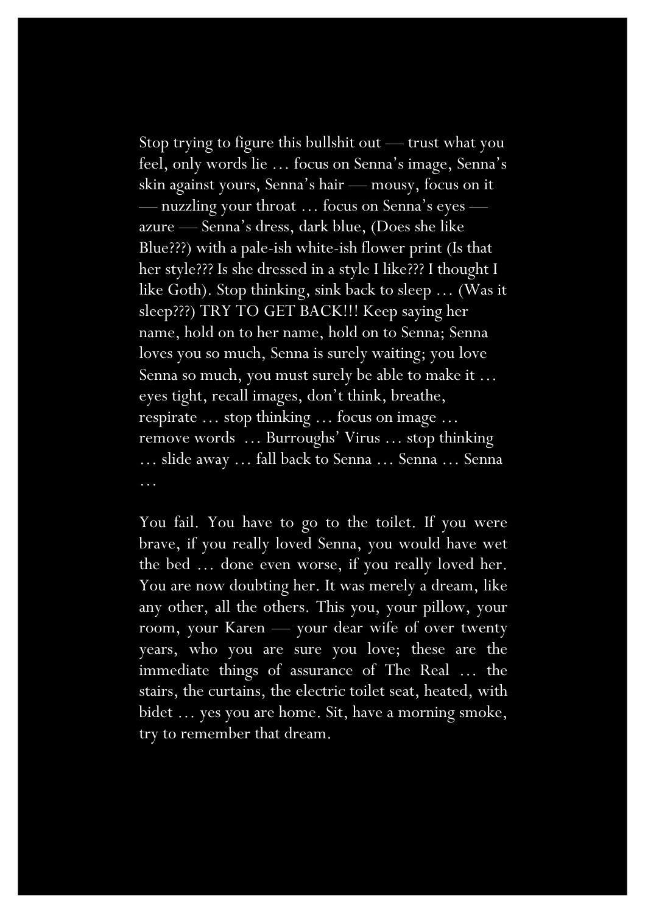Stop trying to figure this bullshit out — trust what you feel, only words lie … focus on Senna's image, Senna's skin against yours, Senna's hair — mousy, focus on it — nuzzling your throat … focus on Senna's eyes — azure — Senna's dress, dark blue, (Does she like Blue???) with a pale-ish white-ish flower print (Is that her style??? Is she dressed in a style I like??? I thought I like Goth). Stop thinking, sink back to sleep … (Was it sleep???) TRY TO GET BACK!!! Keep saying her name, hold on to her name, hold on to Senna; Senna loves you so much, Senna is surely waiting; you love Senna so much, you must surely be able to make it … eyes tight, recall images, don't think, breathe, respirate … stop thinking … focus on image … remove words … Burroughs' Virus … stop thinking … slide away … fall back to Senna … Senna … Senna …

You fail. You have to go to the toilet. If you were brave, if you really loved Senna, you would have wet the bed … done even worse, if you really loved her. You are now doubting her. It was merely a dream, like any other, all the others. This you, your pillow, your room, your Karen — your dear wife of over twenty years, who you are sure you love; these are the immediate things of assurance of The Real … the stairs, the curtains, the electric toilet seat, heated, with bidet … yes you are home. Sit, have a morning smoke, try to remember that dream.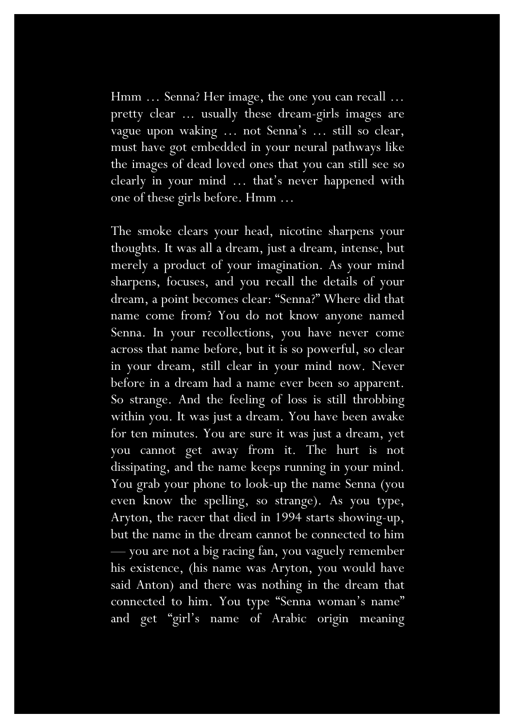Hmm … Senna? Her image, the one you can recall … pretty clear … usually these dream-girls images are vague upon waking … not Senna's … still so clear, must have got embedded in your neural pathways like the images of dead loved ones that you can still see so clearly in your mind … that's never happened with one of these girls before. Hmm …

The smoke clears your head, nicotine sharpens your thoughts. It was all a dream, just a dream, intense, but merely a product of your imagination. As your mind sharpens, focuses, and you recall the details of your dream, a point becomes clear: "Senna?" Where did that name come from? You do not know anyone named Senna. In your recollections, you have never come across that name before, but it is so powerful, so clear in your dream, still clear in your mind now. Never before in a dream had a name ever been so apparent. So strange. And the feeling of loss is still throbbing within you. It was just a dream. You have been awake for ten minutes. You are sure it was just a dream, yet you cannot get away from it. The hurt is not dissipating, and the name keeps running in your mind. You grab your phone to look-up the name Senna (you even know the spelling, so strange). As you type, Aryton, the racer that died in 1994 starts showing-up, but the name in the dream cannot be connected to him — you are not a big racing fan, you vaguely remember his existence, (his name was Aryton, you would have said Anton) and there was nothing in the dream that connected to him. You type "Senna woman's name" and get "girl's name of Arabic origin meaning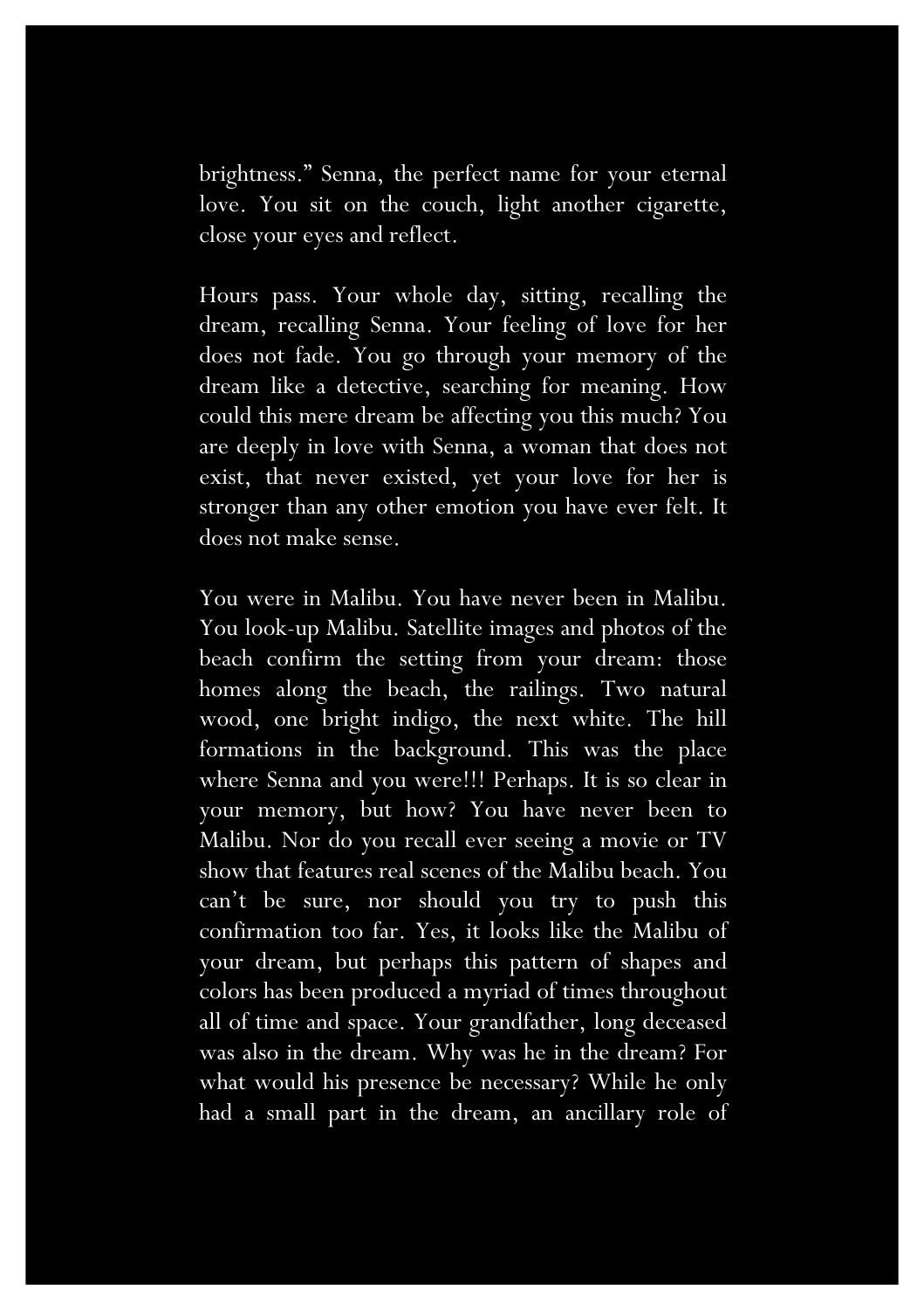brightness." Senna, the perfect name for your eternal love. You sit on the couch, light another cigarette, close your eyes and reflect.

Hours pass. Your whole day, sitting, recalling the dream, recalling Senna. Your feeling of love for her does not fade. You go through your memory of the dream like a detective, searching for meaning. How could this mere dream be affecting you this much? You are deeply in love with Senna, a woman that does not exist, that never existed, yet your love for her is stronger than any other emotion you have ever felt. It does not make sense.

You were in Malibu. You have never been in Malibu. You look-up Malibu. Satellite images and photos of the beach confirm the setting from your dream: those homes along the beach, the railings. Two natural wood, one bright indigo, the next white. The hill formations in the background. This was the place where Senna and you were!!! Perhaps. It is so clear in your memory, but how? You have never been to Malibu. Nor do you recall ever seeing a movie or TV show that features real scenes of the Malibu beach. You can't be sure, nor should you try to push this confirmation too far. Yes, it looks like the Malibu of your dream, but perhaps this pattern of shapes and colors has been produced a myriad of times throughout all of time and space. Your grandfather, long deceased was also in the dream. Why was he in the dream? For what would his presence be necessary? While he only had a small part in the dream, an ancillary role of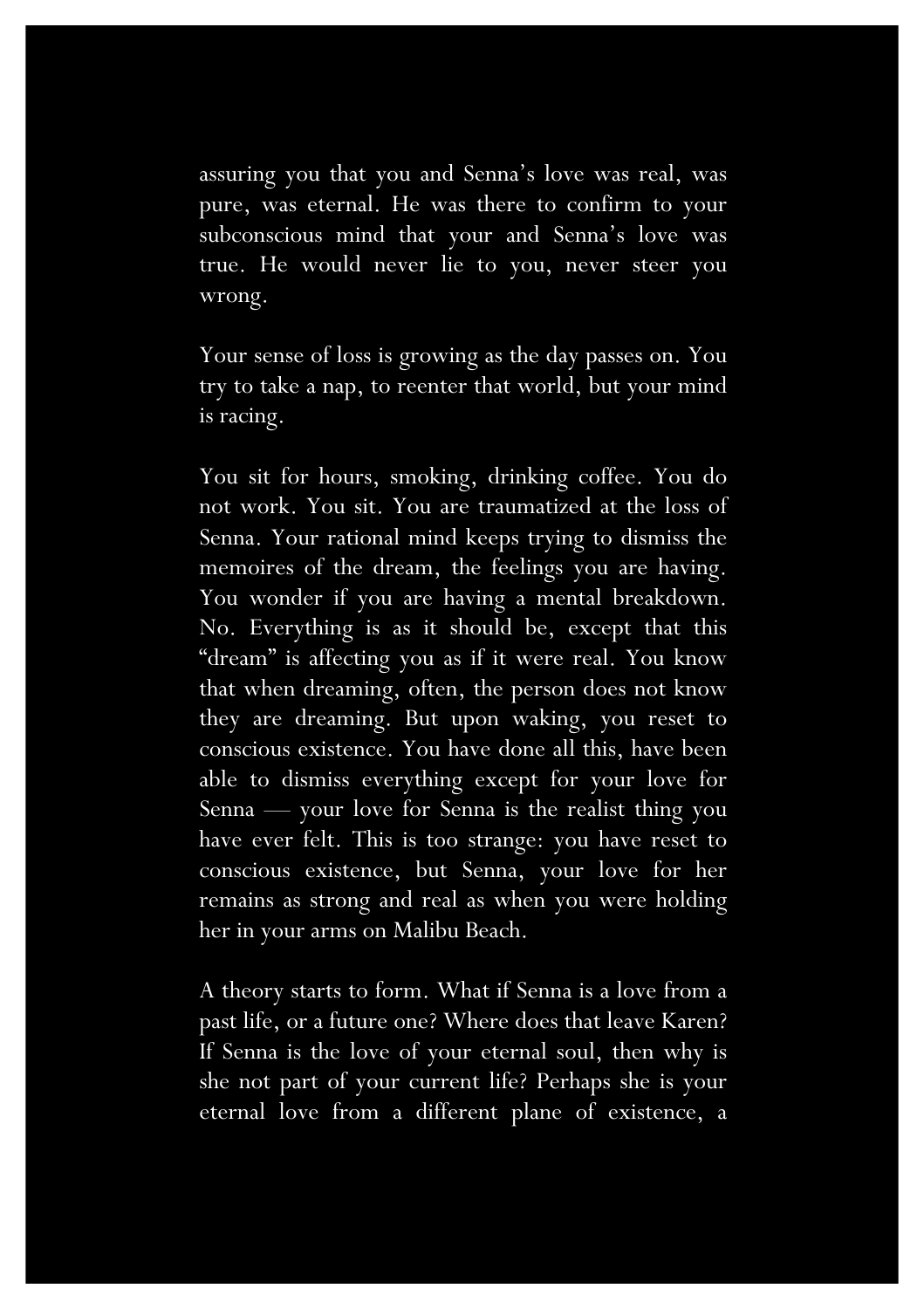assuring you that you and Senna's love was real, was pure, was eternal. He was there to confirm to your subconscious mind that your and Senna's love was true. He would never lie to you, never steer you wrong.

Your sense of loss is growing as the day passes on. You try to take a nap, to reenter that world, but your mind is racing.

You sit for hours, smoking, drinking coffee. You do not work. You sit. You are traumatized at the loss of Senna. Your rational mind keeps trying to dismiss the memoires of the dream, the feelings you are having. You wonder if you are having a mental breakdown. No. Everything is as it should be, except that this "dream" is affecting you as if it were real. You know that when dreaming, often, the person does not know they are dreaming. But upon waking, you reset to conscious existence. You have done all this, have been able to dismiss everything except for your love for Senna — your love for Senna is the realist thing you have ever felt. This is too strange: you have reset to conscious existence, but Senna, your love for her remains as strong and real as when you were holding her in your arms on Malibu Beach.

A theory starts to form. What if Senna is a love from a past life, or a future one? Where does that leave Karen? If Senna is the love of your eternal soul, then why is she not part of your current life? Perhaps she is your eternal love from a different plane of existence, a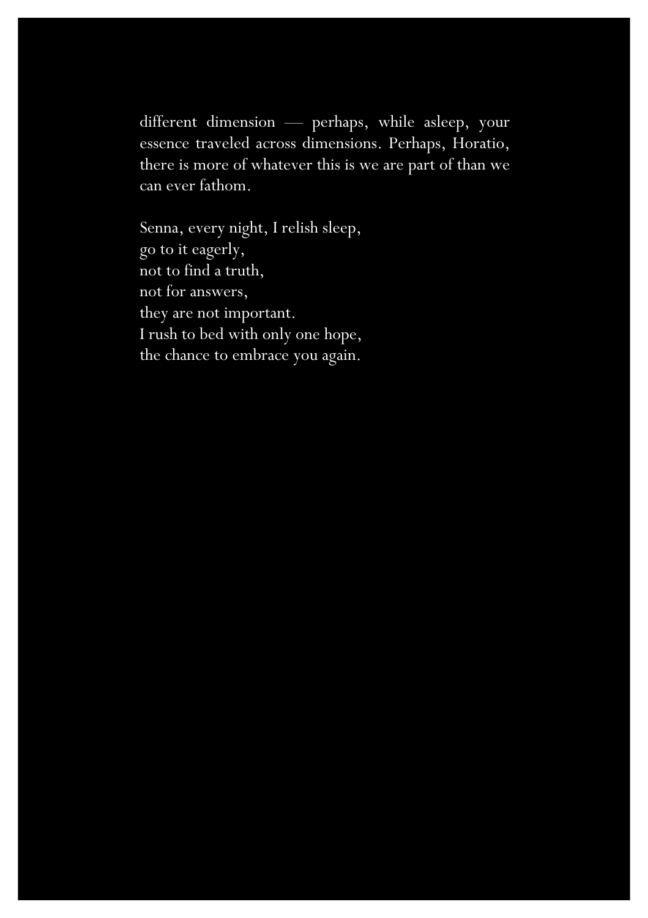different dimension — perhaps, while asleep, your essence traveled across dimensions. Perhaps, Horatio, there is more of whatever this is we are part of than we can ever fathom.

Senna, every night, I relish sleep,  
go to it eagerly,  
not to find a truth,  
not for answers,  
they are not important.  
I rush to bed with only one hope,  
the chance to embrace you again.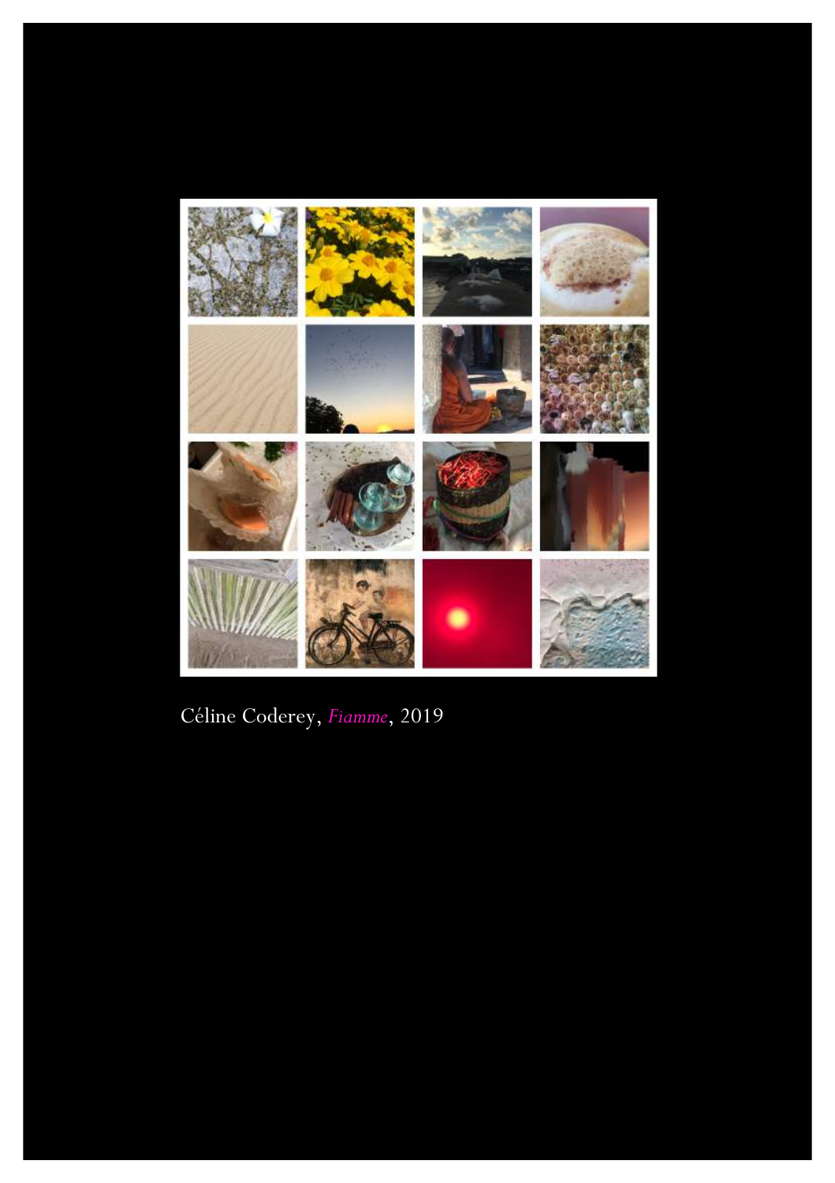Céline Coderey, *Fiamme*, 2019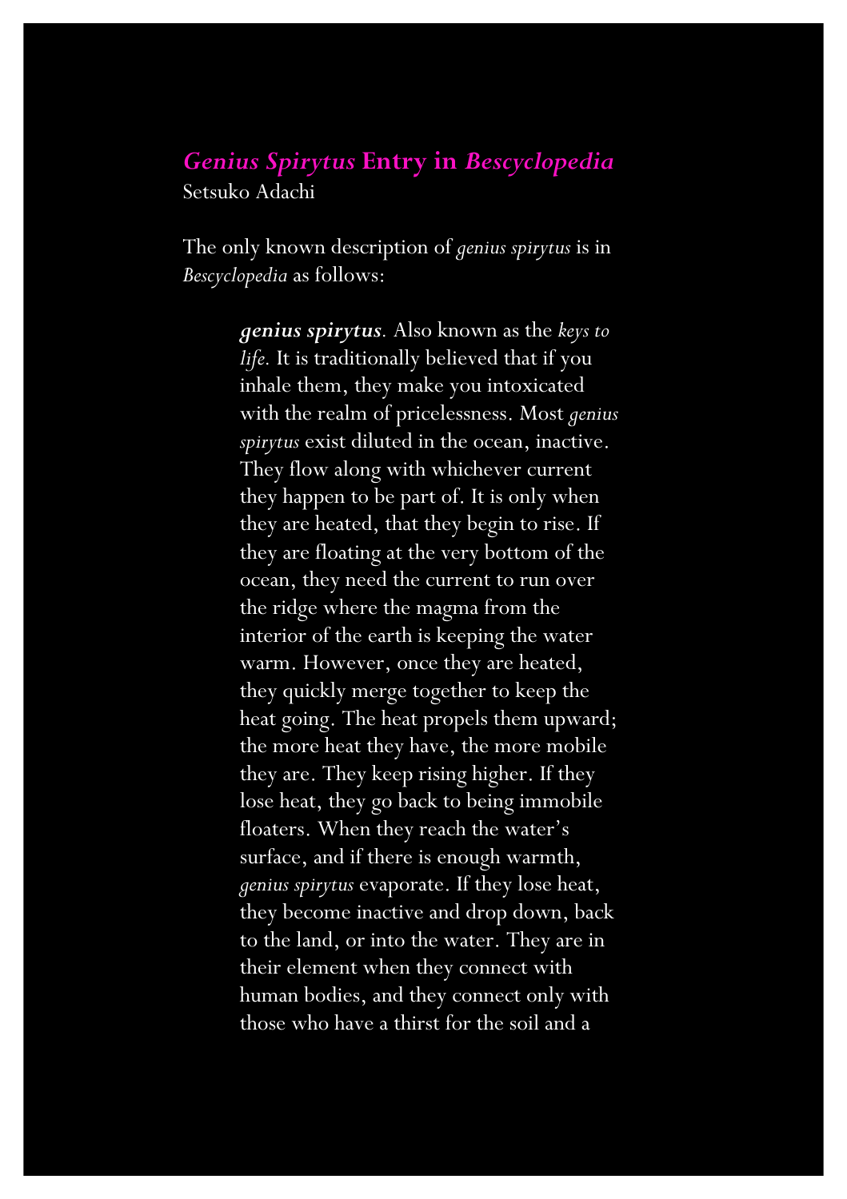## *Genius Spirytus* Entry in *Bescyclopedia*

Setsuko Adachi

The only known description of *genius spirytus* is in *Bescyclopedia* as follows:

> ***genius spirytus***. Also known as the *keys to life*. It is traditionally believed that if you inhale them, they make you intoxicated with the realm of pricelessness. Most *genius spirytus* exist diluted in the ocean, inactive. They flow along with whichever current they happen to be part of. It is only when they are heated, that they begin to rise. If they are floating at the very bottom of the ocean, they need the current to run over the ridge where the magma from the interior of the earth is keeping the water warm. However, once they are heated, they quickly merge together to keep the heat going. The heat propels them upward; the more heat they have, the more mobile they are. They keep rising higher. If they lose heat, they go back to being immobile floaters. When they reach the water's surface, and if there is enough warmth, *genius spirytus* evaporate. If they lose heat, they become inactive and drop down, back to the land, or into the water. They are in their element when they connect with human bodies, and they connect only with those who have a thirst for the soil and a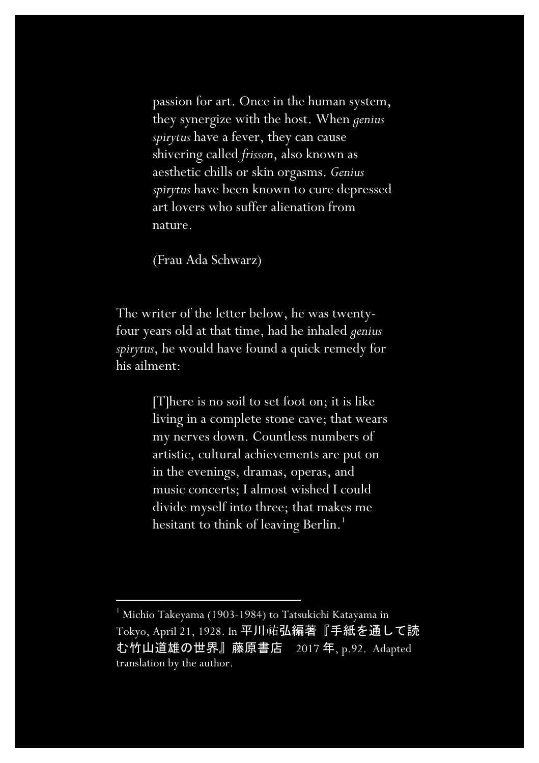> passion for art. Once in the human system, they synergize with the host. When *genius spirytus* have a fever, they can cause shivering called *frisson*, also known as aesthetic chills or skin orgasms. *Genius spirytus* have been known to cure depressed art lovers who suffer alienation from nature.
>
> (Frau Ada Schwarz)

The writer of the letter below, he was twenty-four years old at that time, had he inhaled *genius spirytus*, he would have found a quick remedy for his ailment:

> [T]here is no soil to set foot on; it is like living in a complete stone cave; that wears my nerves down. Countless numbers of artistic, cultural achievements are put on in the evenings, dramas, operas, and music concerts; I almost wished I could divide myself into three; that makes me hesitant to think of leaving Berlin.[1]

---

[1] Michio Takeyama (1903-1984) to Tatsukichi Katayama in Tokyo, April 21, 1928. In 平川祐弘編著『手紙を通して読む竹山道雄の世界』藤原書店　2017 年, p.92. Adapted translation by the author.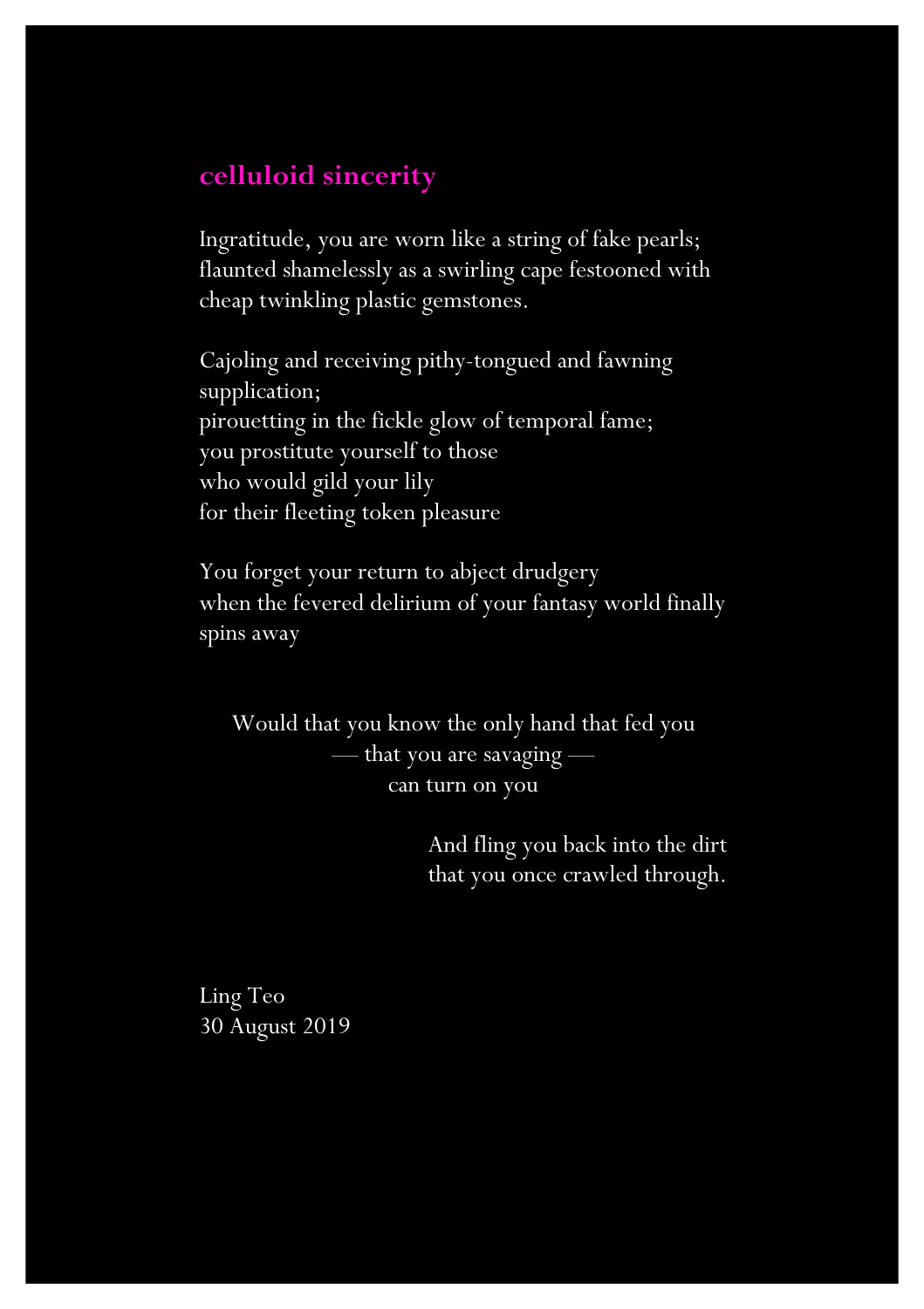## celluloid sincerity

Ingratitude, you are worn like a string of fake pearls;
flaunted shamelessly as a swirling cape festooned with cheap twinkling plastic gemstones.

Cajoling and receiving pithy-tongued and fawning supplication;
pirouetting in the fickle glow of temporal fame;
you prostitute yourself to those
who would gild your lily
for their fleeting token pleasure

You forget your return to abject drudgery
when the fevered delirium of your fantasy world finally spins away

Would that you know the only hand that fed you
— that you are savaging —
can turn on you

And fling you back into the dirt
that you once crawled through.

Ling Teo
30 August 2019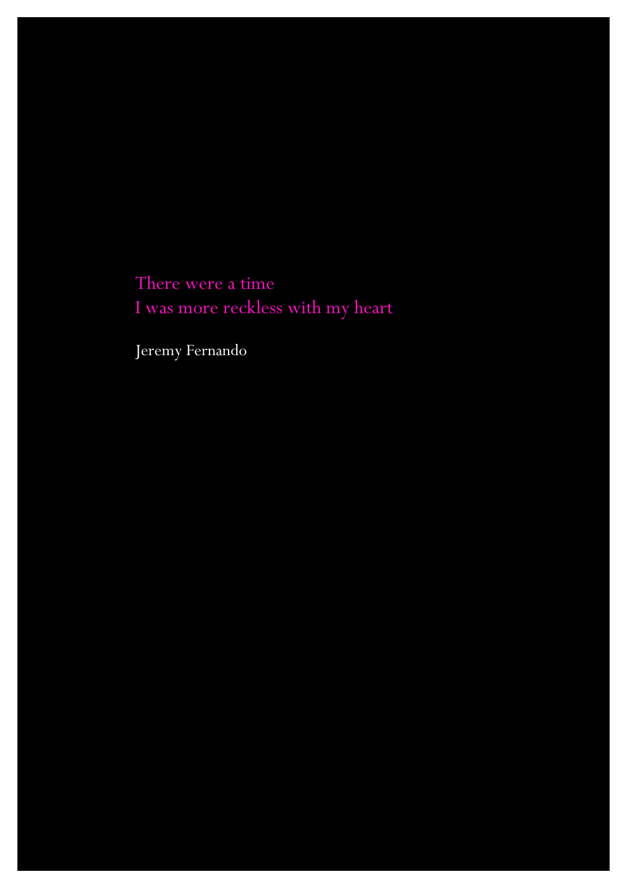# There were a time
# I was more reckless with my heart

Jeremy Fernando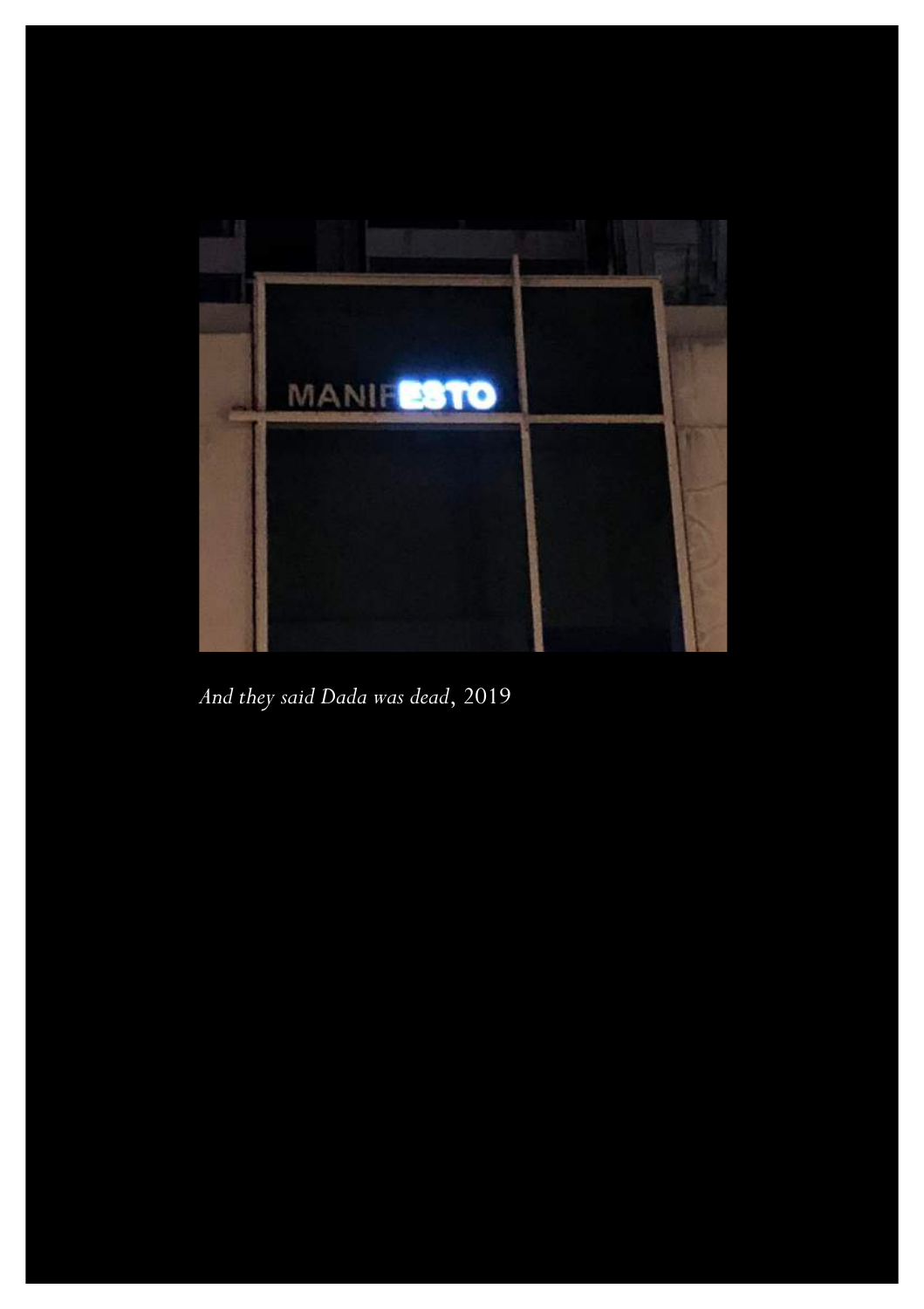*And they said Dada was dead*, 2019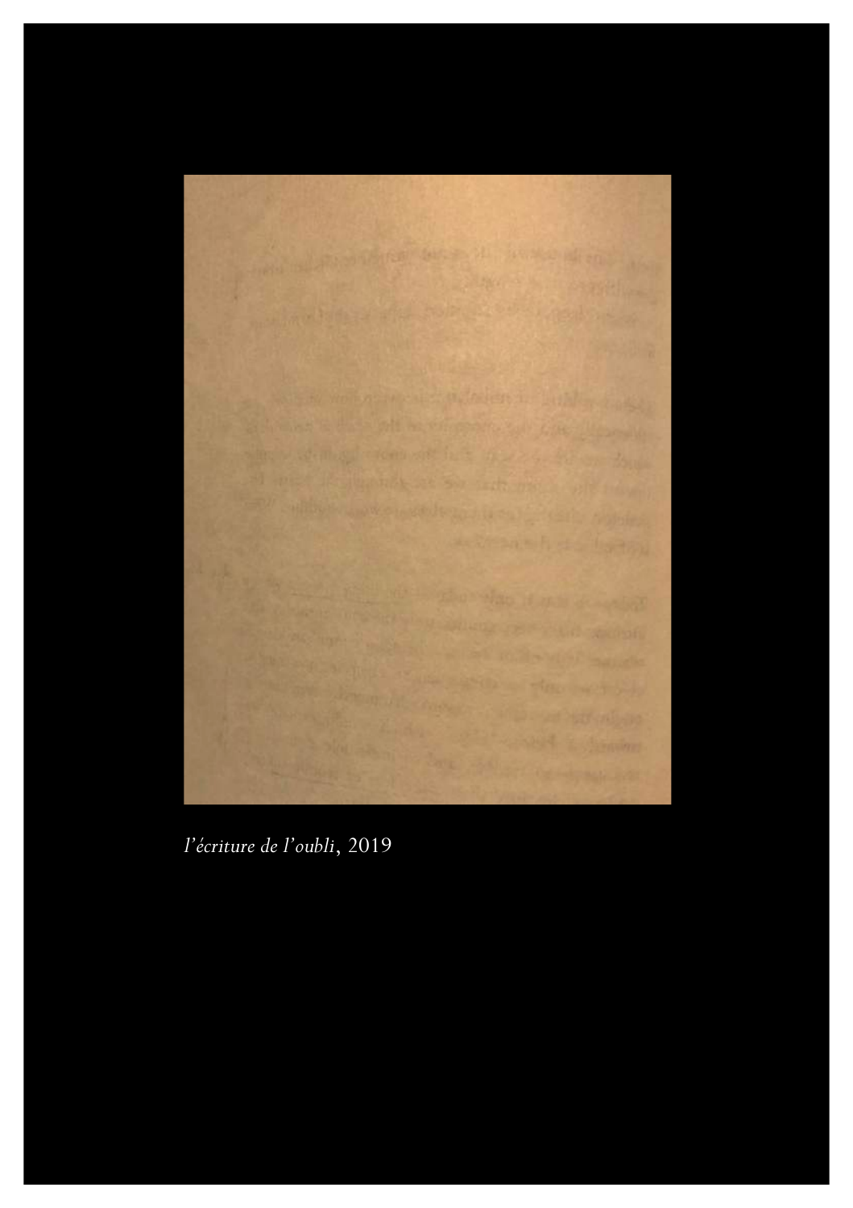*l'écriture de l'oubli*, 2019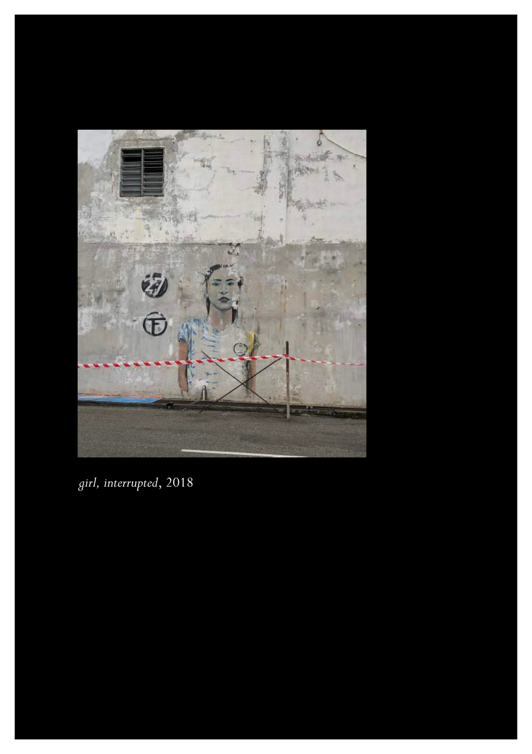*girl, interrupted*, 2018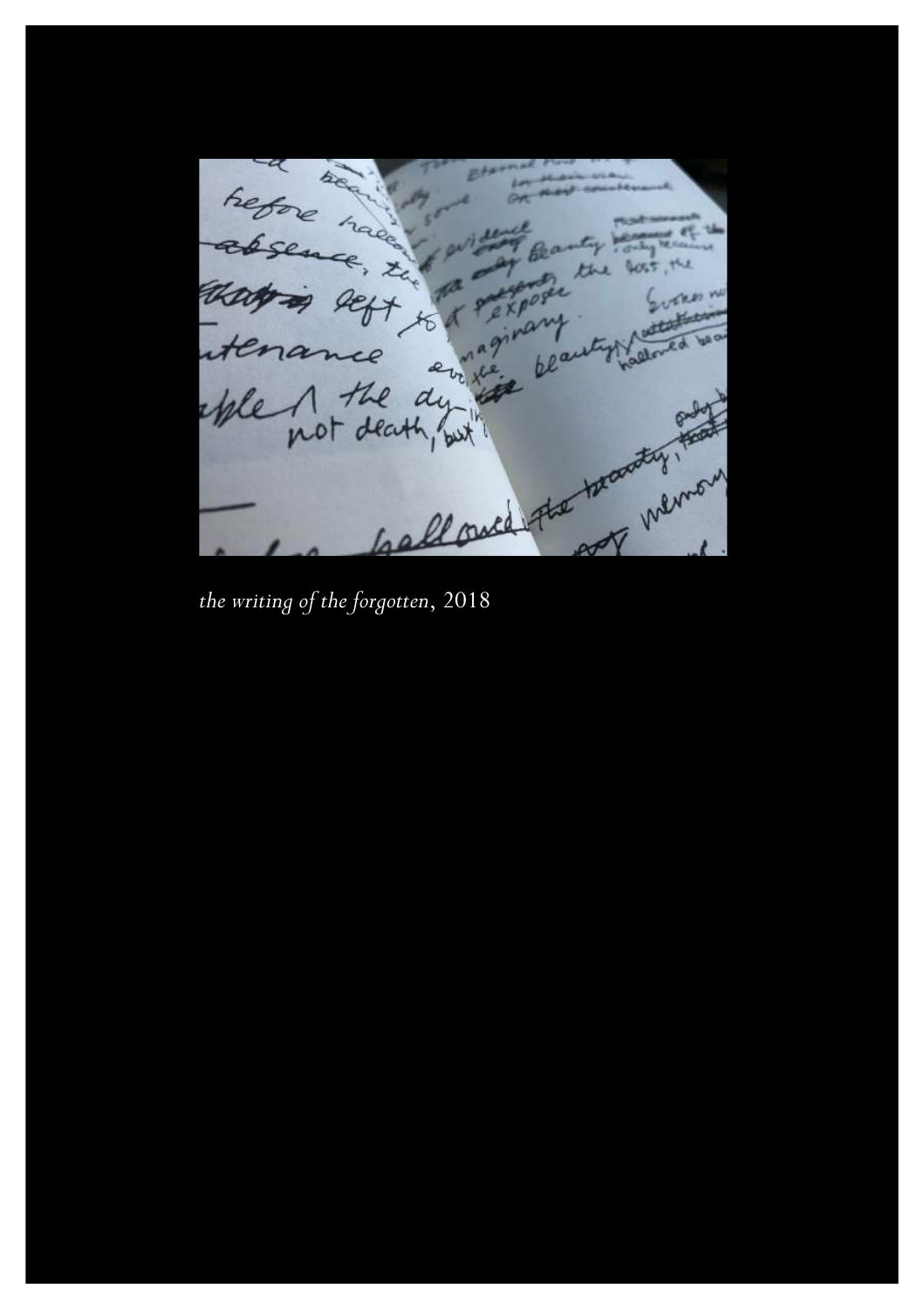*the writing of the forgotten*, 2018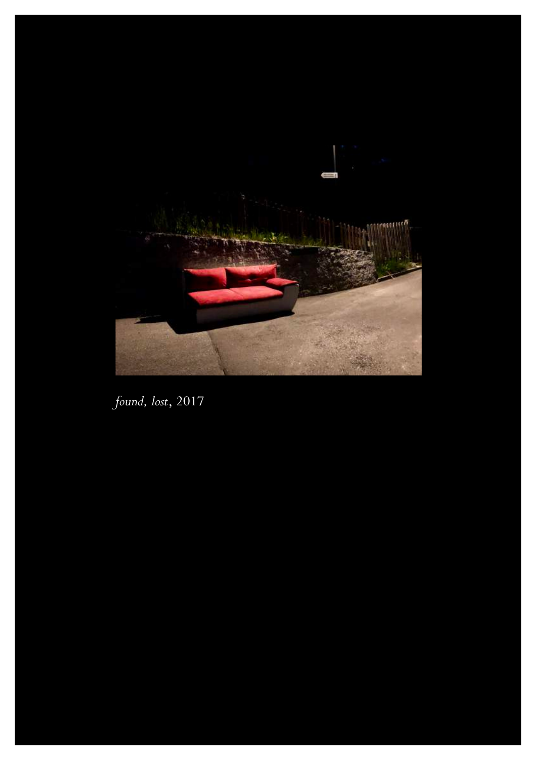*found, lost*, 2017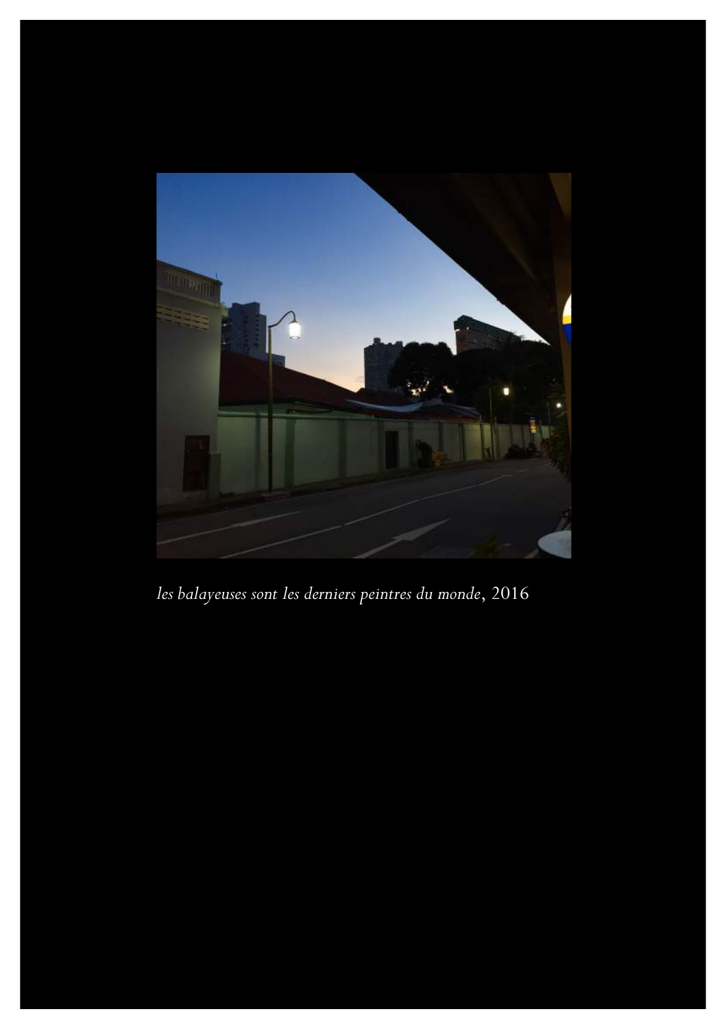*les balayeuses sont les derniers peintres du monde*, 2016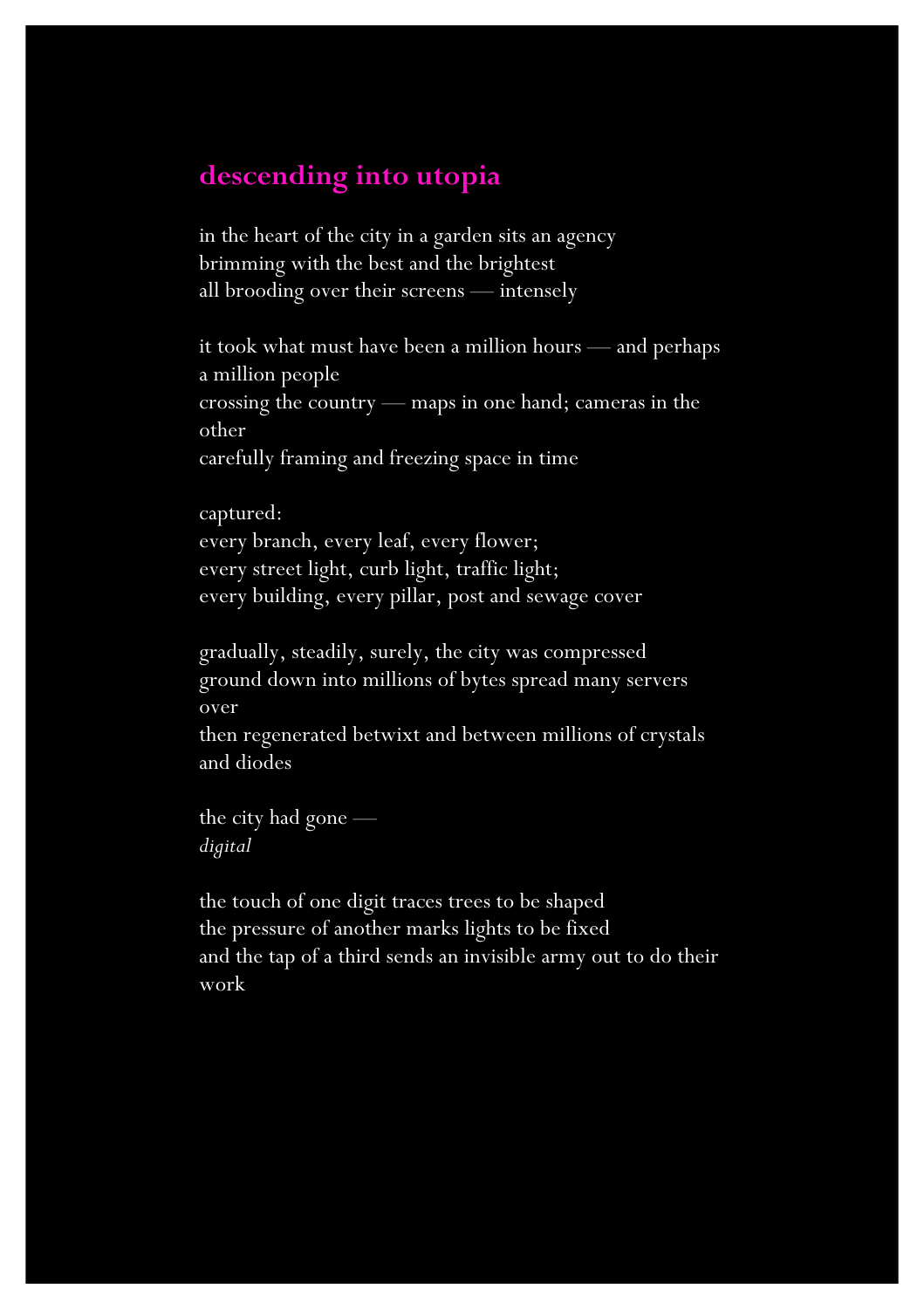## descending into utopia

in the heart of the city in a garden sits an agency
brimming with the best and the brightest
all brooding over their screens — intensely

it took what must have been a million hours — and perhaps a million people
crossing the country — maps in one hand; cameras in the other
carefully framing and freezing space in time

captured:
every branch, every leaf, every flower;
every street light, curb light, traffic light;
every building, every pillar, post and sewage cover

gradually, steadily, surely, the city was compressed
ground down into millions of bytes spread many servers over
then regenerated betwixt and between millions of crystals and diodes

the city had gone —
*digital*

the touch of one digit traces trees to be shaped
the pressure of another marks lights to be fixed
and the tap of a third sends an invisible army out to do their work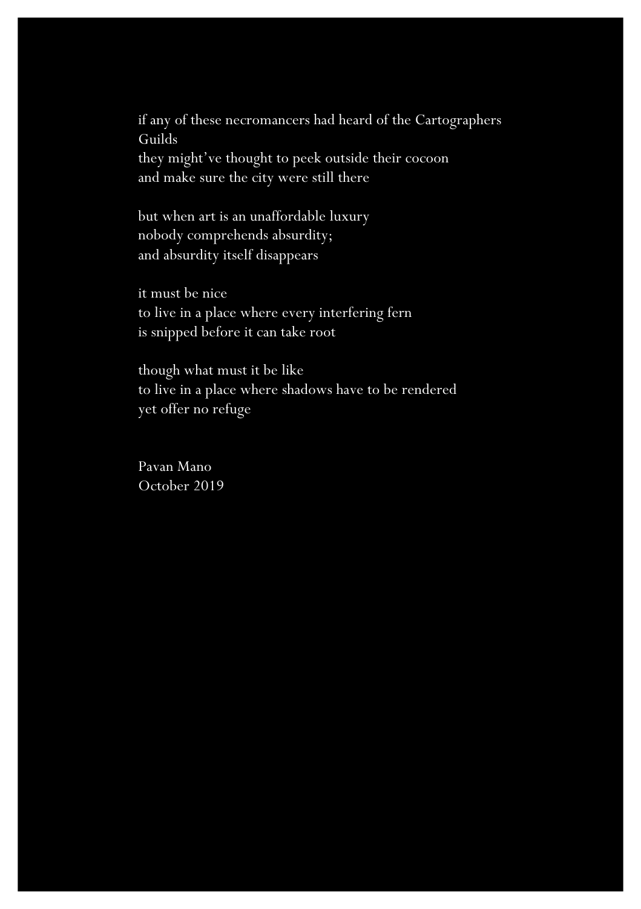if any of these necromancers had heard of the Cartographers Guilds
they might've thought to peek outside their cocoon
and make sure the city were still there

but when art is an unaffordable luxury
nobody comprehends absurdity;
and absurdity itself disappears

it must be nice
to live in a place where every interfering fern
is snipped before it can take root

though what must it be like
to live in a place where shadows have to be rendered
yet offer no refuge

Pavan Mano
October 2019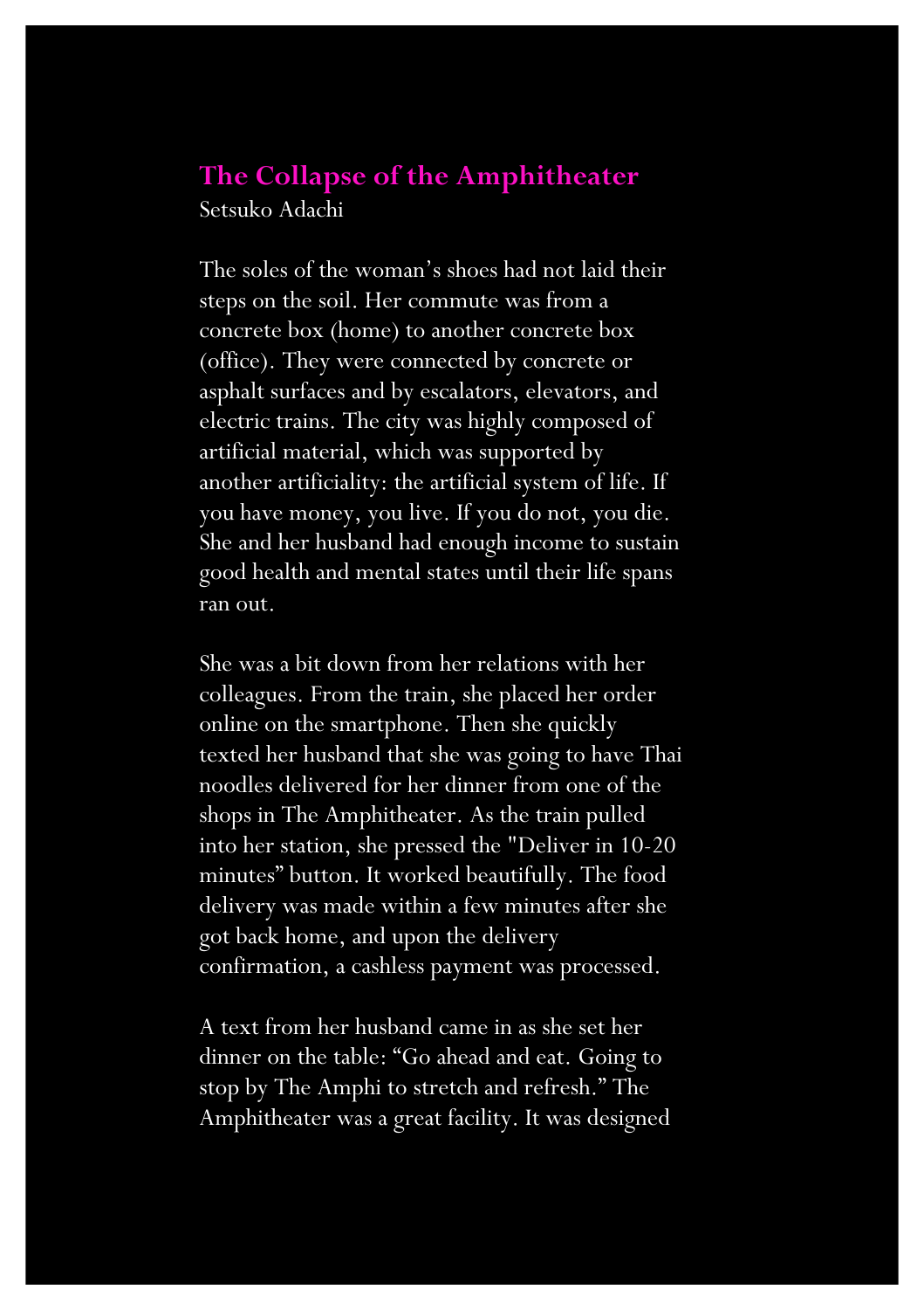## The Collapse of the Amphitheater

Setsuko Adachi

The soles of the woman's shoes had not laid their steps on the soil. Her commute was from a concrete box (home) to another concrete box (office). They were connected by concrete or asphalt surfaces and by escalators, elevators, and electric trains. The city was highly composed of artificial material, which was supported by another artificiality: the artificial system of life. If you have money, you live. If you do not, you die. She and her husband had enough income to sustain good health and mental states until their life spans ran out.

She was a bit down from her relations with her colleagues. From the train, she placed her order online on the smartphone. Then she quickly texted her husband that she was going to have Thai noodles delivered for her dinner from one of the shops in The Amphitheater. As the train pulled into her station, she pressed the "Deliver in 10-20 minutes" button. It worked beautifully. The food delivery was made within a few minutes after she got back home, and upon the delivery confirmation, a cashless payment was processed.

A text from her husband came in as she set her dinner on the table: "Go ahead and eat. Going to stop by The Amphi to stretch and refresh." The Amphitheater was a great facility. It was designed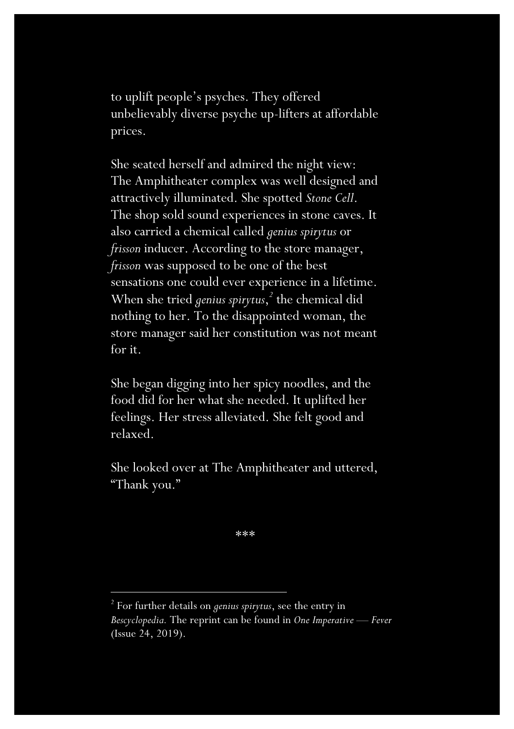to uplift people's psyches. They offered unbelievably diverse psyche up-lifters at affordable prices.

She seated herself and admired the night view: The Amphitheater complex was well designed and attractively illuminated. She spotted *Stone Cell*. The shop sold sound experiences in stone caves. It also carried a chemical called *genius spirytus* or *frisson* inducer. According to the store manager, *frisson* was supposed to be one of the best sensations one could ever experience in a lifetime. When she tried *genius spirytus*,[2] the chemical did nothing to her. To the disappointed woman, the store manager said her constitution was not meant for it.

She began digging into her spicy noodles, and the food did for her what she needed. It uplifted her feelings. Her stress alleviated. She felt good and relaxed.

She looked over at The Amphitheater and uttered, "Thank you."

***

---

[2] For further details on *genius spirytus*, see the entry in *Bescyclopedia*. The reprint can be found in *One Imperative — Fever* (Issue 24, 2019).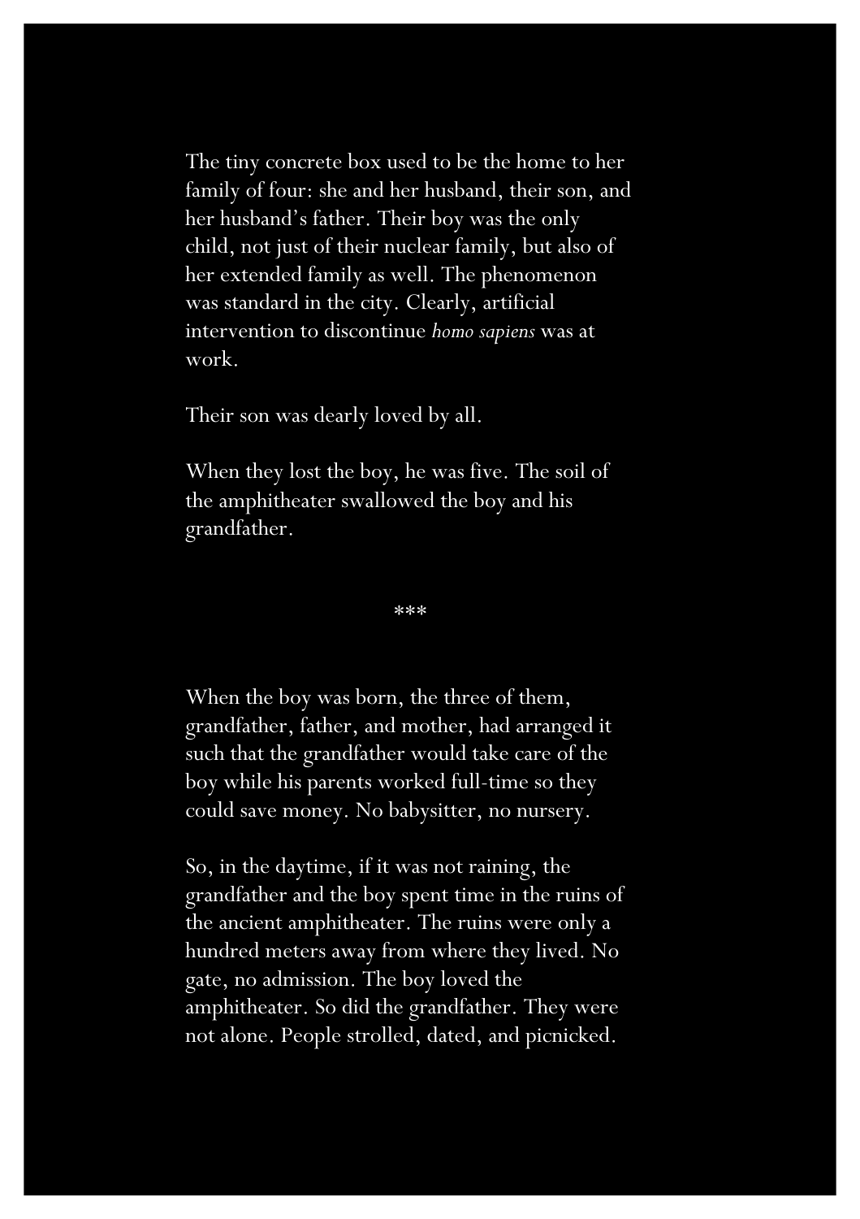The tiny concrete box used to be the home to her family of four: she and her husband, their son, and her husband's father. Their boy was the only child, not just of their nuclear family, but also of her extended family as well. The phenomenon was standard in the city. Clearly, artificial intervention to discontinue *homo sapiens* was at work.

Their son was dearly loved by all.

When they lost the boy, he was five. The soil of the amphitheater swallowed the boy and his grandfather.

***

When the boy was born, the three of them, grandfather, father, and mother, had arranged it such that the grandfather would take care of the boy while his parents worked full-time so they could save money. No babysitter, no nursery.

So, in the daytime, if it was not raining, the grandfather and the boy spent time in the ruins of the ancient amphitheater. The ruins were only a hundred meters away from where they lived. No gate, no admission. The boy loved the amphitheater. So did the grandfather. They were not alone. People strolled, dated, and picnicked.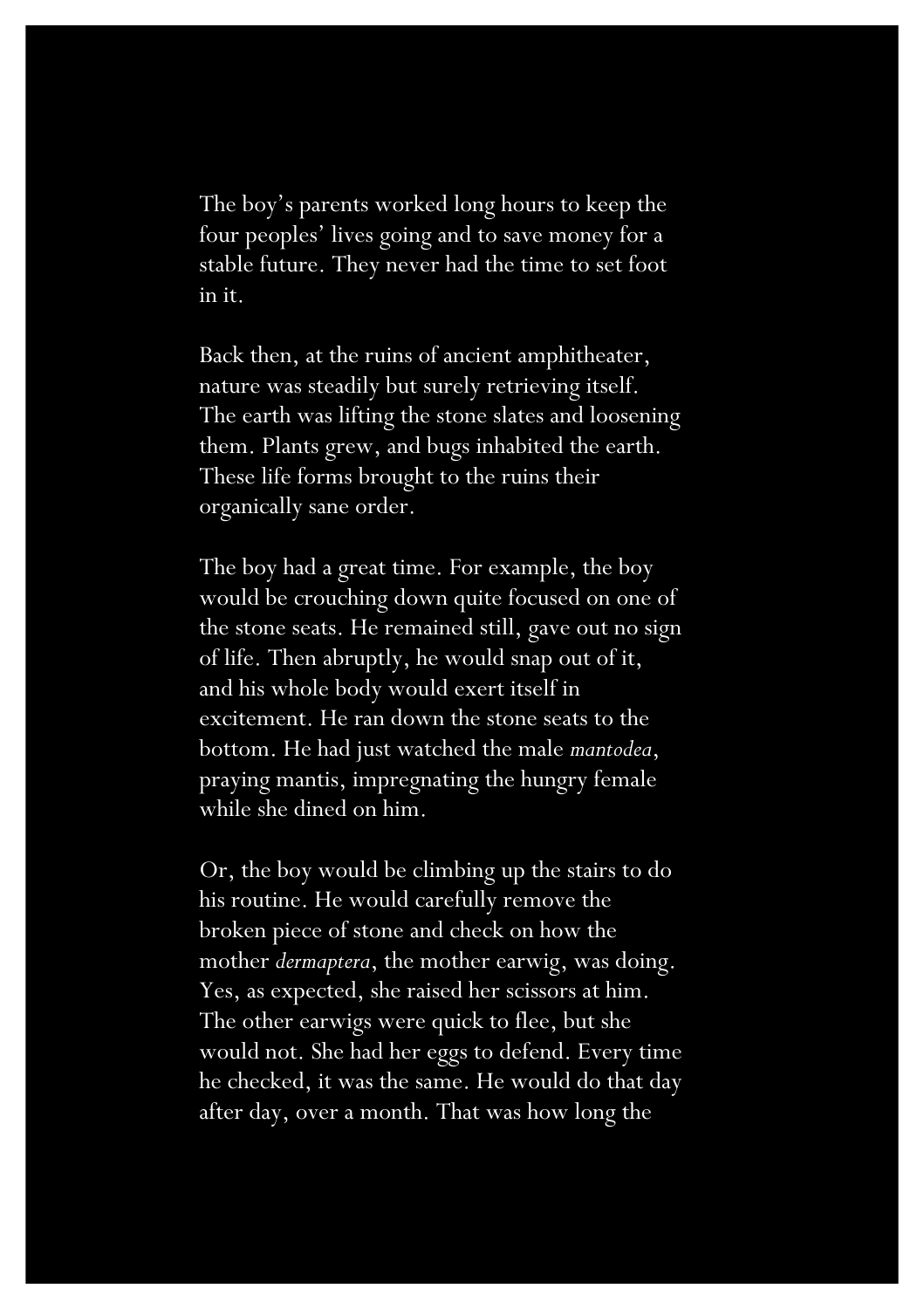The boy's parents worked long hours to keep the four peoples' lives going and to save money for a stable future. They never had the time to set foot in it.

Back then, at the ruins of ancient amphitheater, nature was steadily but surely retrieving itself. The earth was lifting the stone slates and loosening them. Plants grew, and bugs inhabited the earth. These life forms brought to the ruins their organically sane order.

The boy had a great time. For example, the boy would be crouching down quite focused on one of the stone seats. He remained still, gave out no sign of life. Then abruptly, he would snap out of it, and his whole body would exert itself in excitement. He ran down the stone seats to the bottom. He had just watched the male *mantodea*, praying mantis, impregnating the hungry female while she dined on him.

Or, the boy would be climbing up the stairs to do his routine. He would carefully remove the broken piece of stone and check on how the mother *dermaptera*, the mother earwig, was doing. Yes, as expected, she raised her scissors at him. The other earwigs were quick to flee, but she would not. She had her eggs to defend. Every time he checked, it was the same. He would do that day after day, over a month. That was how long the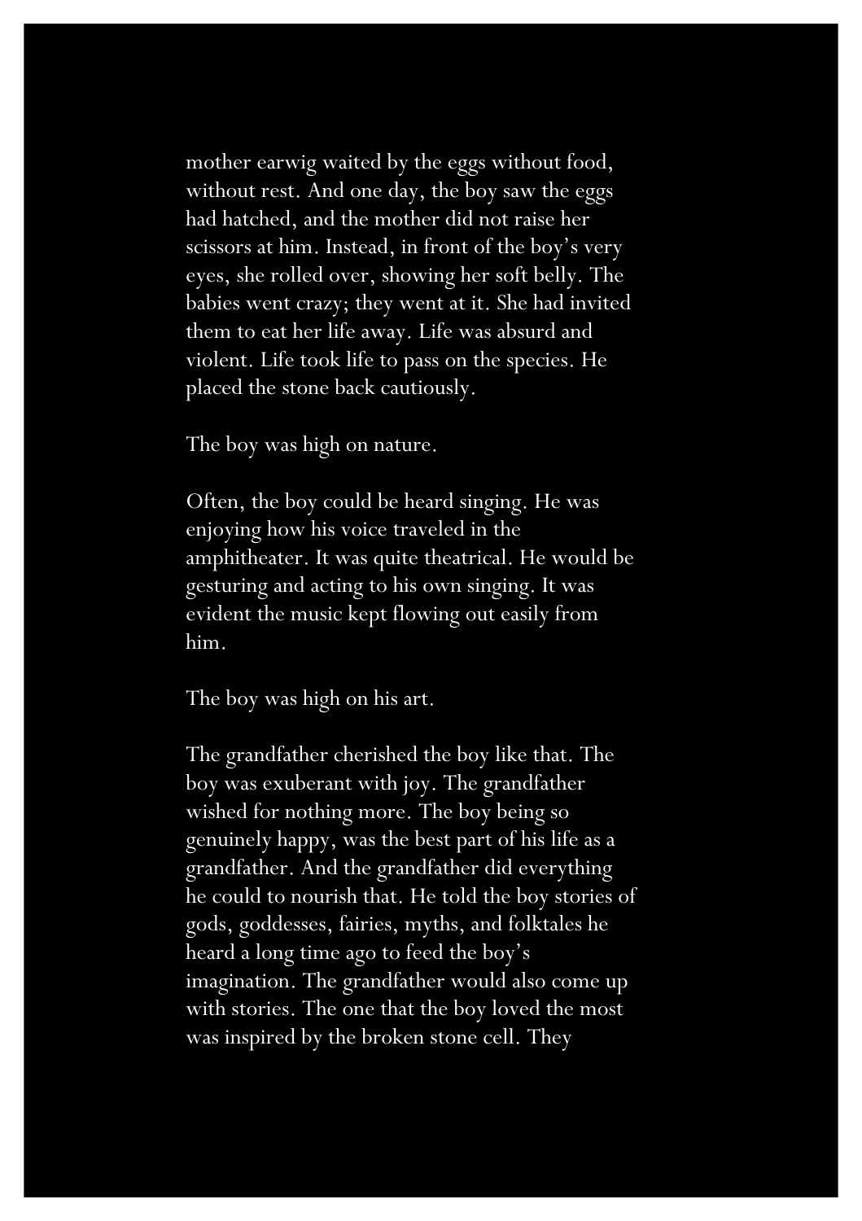mother earwig waited by the eggs without food, without rest. And one day, the boy saw the eggs had hatched, and the mother did not raise her scissors at him. Instead, in front of the boy's very eyes, she rolled over, showing her soft belly. The babies went crazy; they went at it. She had invited them to eat her life away. Life was absurd and violent. Life took life to pass on the species. He placed the stone back cautiously.

The boy was high on nature.

Often, the boy could be heard singing. He was enjoying how his voice traveled in the amphitheater. It was quite theatrical. He would be gesturing and acting to his own singing. It was evident the music kept flowing out easily from him.

The boy was high on his art.

The grandfather cherished the boy like that. The boy was exuberant with joy. The grandfather wished for nothing more. The boy being so genuinely happy, was the best part of his life as a grandfather. And the grandfather did everything he could to nourish that. He told the boy stories of gods, goddesses, fairies, myths, and folktales he heard a long time ago to feed the boy's imagination. The grandfather would also come up with stories. The one that the boy loved the most was inspired by the broken stone cell. They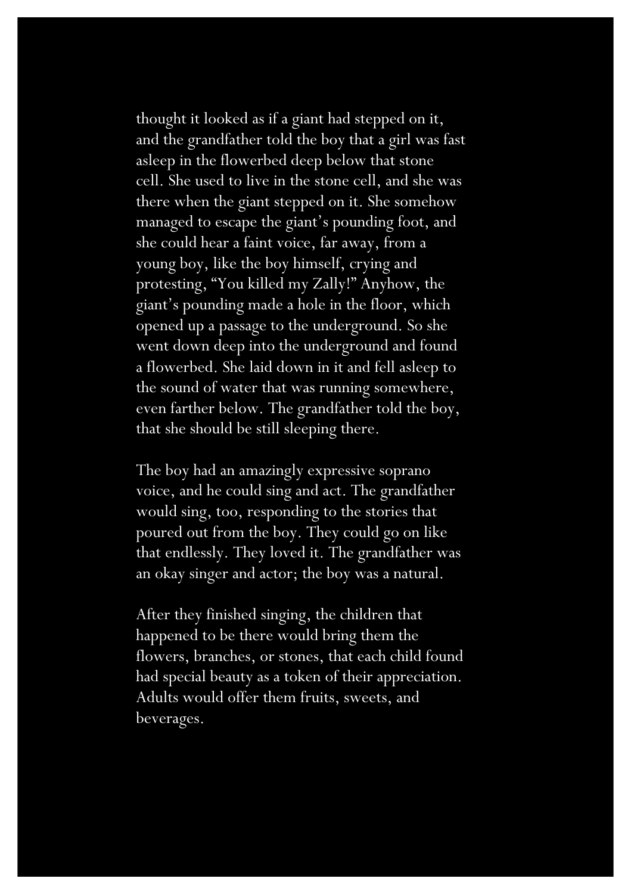thought it looked as if a giant had stepped on it, and the grandfather told the boy that a girl was fast asleep in the flowerbed deep below that stone cell. She used to live in the stone cell, and she was there when the giant stepped on it. She somehow managed to escape the giant's pounding foot, and she could hear a faint voice, far away, from a young boy, like the boy himself, crying and protesting, "You killed my Zally!" Anyhow, the giant's pounding made a hole in the floor, which opened up a passage to the underground. So she went down deep into the underground and found a flowerbed. She laid down in it and fell asleep to the sound of water that was running somewhere, even farther below. The grandfather told the boy, that she should be still sleeping there.

The boy had an amazingly expressive soprano voice, and he could sing and act. The grandfather would sing, too, responding to the stories that poured out from the boy. They could go on like that endlessly. They loved it. The grandfather was an okay singer and actor; the boy was a natural.

After they finished singing, the children that happened to be there would bring them the flowers, branches, or stones, that each child found had special beauty as a token of their appreciation. Adults would offer them fruits, sweets, and beverages.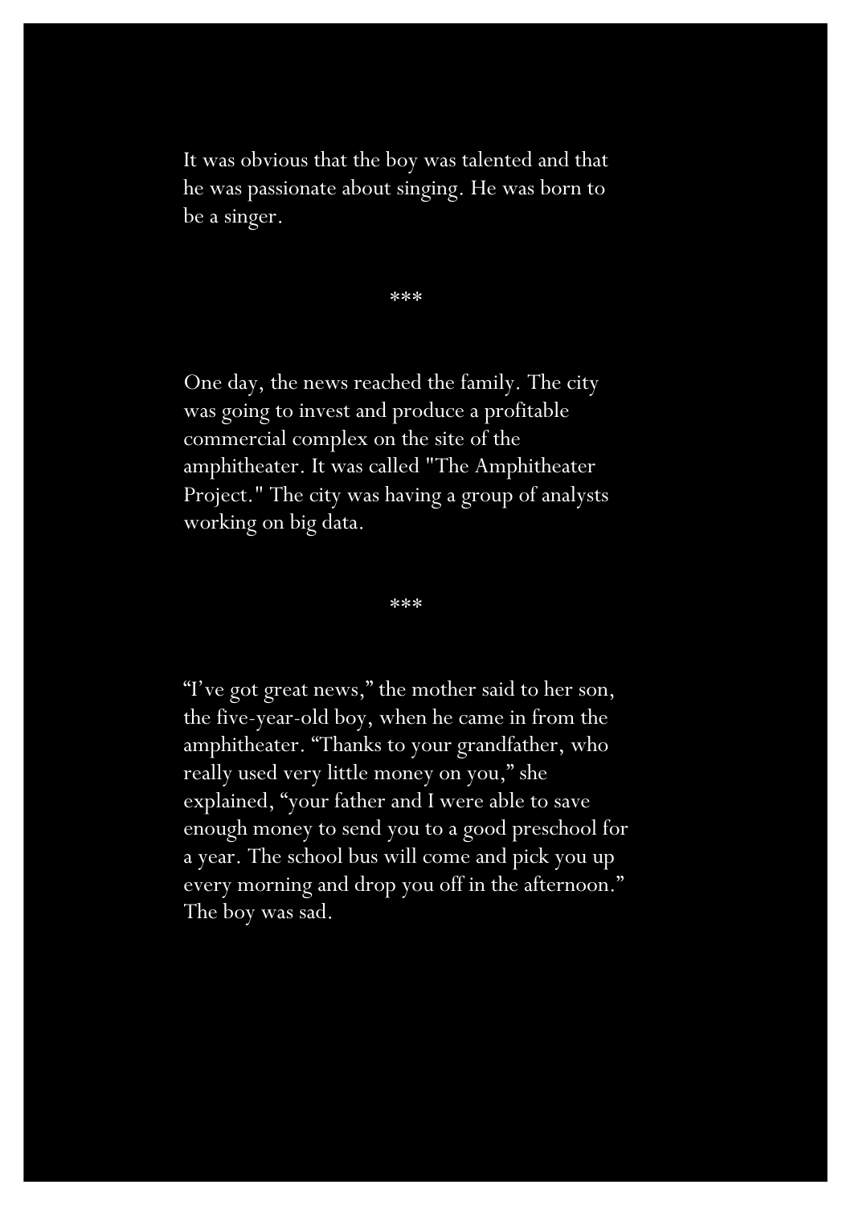It was obvious that the boy was talented and that he was passionate about singing. He was born to be a singer.

***

One day, the news reached the family. The city was going to invest and produce a profitable commercial complex on the site of the amphitheater. It was called "The Amphitheater Project." The city was having a group of analysts working on big data.

***

“I’ve got great news,” the mother said to her son, the five-year-old boy, when he came in from the amphitheater. “Thanks to your grandfather, who really used very little money on you,” she explained, “your father and I were able to save enough money to send you to a good preschool for a year. The school bus will come and pick you up every morning and drop you off in the afternoon.” The boy was sad.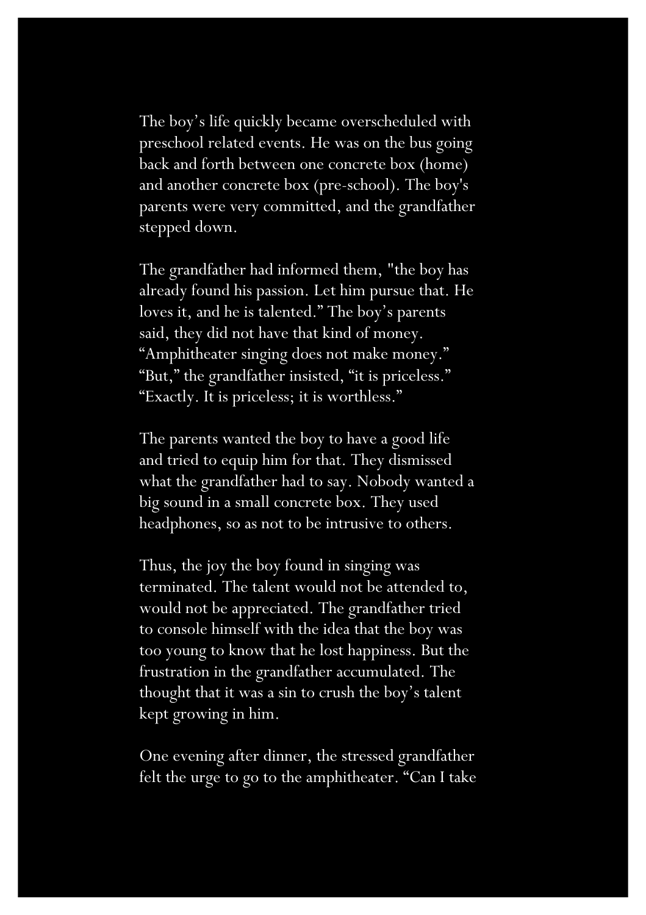The boy's life quickly became overscheduled with preschool related events. He was on the bus going back and forth between one concrete box (home) and another concrete box (pre-school). The boy's parents were very committed, and the grandfather stepped down.

The grandfather had informed them, "the boy has already found his passion. Let him pursue that. He loves it, and he is talented." The boy's parents said, they did not have that kind of money. "Amphitheater singing does not make money." "But," the grandfather insisted, "it is priceless." "Exactly. It is priceless; it is worthless."

The parents wanted the boy to have a good life and tried to equip him for that. They dismissed what the grandfather had to say. Nobody wanted a big sound in a small concrete box. They used headphones, so as not to be intrusive to others.

Thus, the joy the boy found in singing was terminated. The talent would not be attended to, would not be appreciated. The grandfather tried to console himself with the idea that the boy was too young to know that he lost happiness. But the frustration in the grandfather accumulated. The thought that it was a sin to crush the boy's talent kept growing in him.

One evening after dinner, the stressed grandfather felt the urge to go to the amphitheater. "Can I take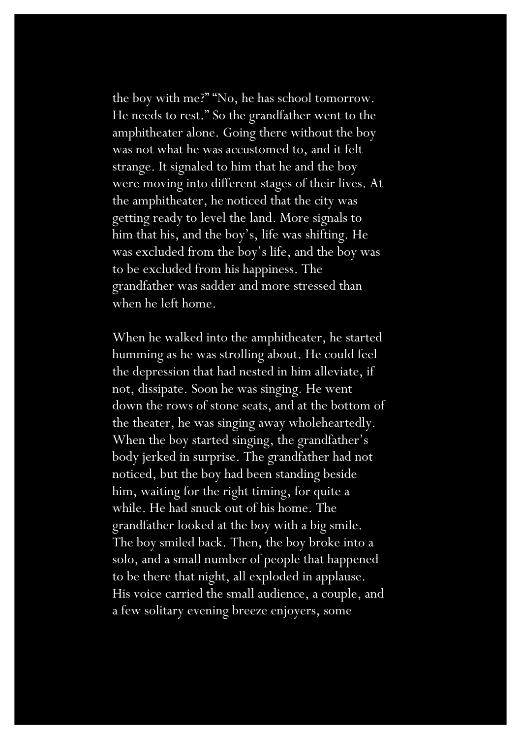the boy with me?" "No, he has school tomorrow. He needs to rest." So the grandfather went to the amphitheater alone. Going there without the boy was not what he was accustomed to, and it felt strange. It signaled to him that he and the boy were moving into different stages of their lives. At the amphitheater, he noticed that the city was getting ready to level the land. More signals to him that his, and the boy's, life was shifting. He was excluded from the boy's life, and the boy was to be excluded from his happiness. The grandfather was sadder and more stressed than when he left home.

When he walked into the amphitheater, he started humming as he was strolling about. He could feel the depression that had nested in him alleviate, if not, dissipate. Soon he was singing. He went down the rows of stone seats, and at the bottom of the theater, he was singing away wholeheartedly. When the boy started singing, the grandfather's body jerked in surprise. The grandfather had not noticed, but the boy had been standing beside him, waiting for the right timing, for quite a while. He had snuck out of his home. The grandfather looked at the boy with a big smile. The boy smiled back. Then, the boy broke into a solo, and a small number of people that happened to be there that night, all exploded in applause. His voice carried the small audience, a couple, and a few solitary evening breeze enjoyers, some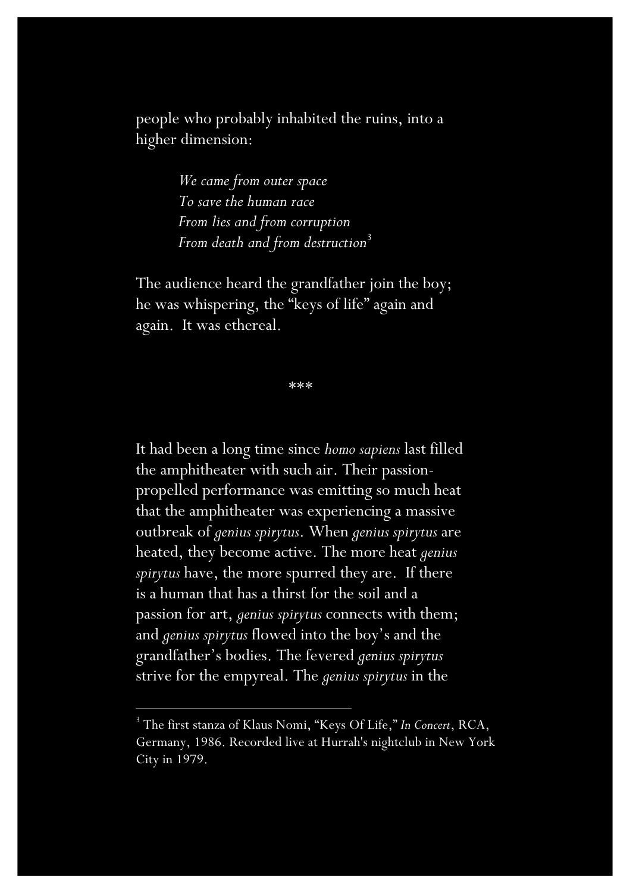people who probably inhabited the ruins, into a higher dimension:

> *We came from outer space*
> *To save the human race*
> *From lies and from corruption*
> *From death and from destruction*[3]

The audience heard the grandfather join the boy; he was whispering, the "keys of life" again and again. It was ethereal.

\*\*\*

It had been a long time since *homo sapiens* last filled the amphitheater with such air. Their passion-propelled performance was emitting so much heat that the amphitheater was experiencing a massive outbreak of *genius spirytus*. When *genius spirytus* are heated, they become active. The more heat *genius spirytus* have, the more spurred they are. If there is a human that has a thirst for the soil and a passion for art, *genius spirytus* connects with them; and *genius spirytus* flowed into the boy's and the grandfather's bodies. The fevered *genius spirytus* strive for the empyreal. The *genius spirytus* in the

---

[3] The first stanza of Klaus Nomi, "Keys Of Life," *In Concert*, RCA, Germany, 1986. Recorded live at Hurrah's nightclub in New York City in 1979.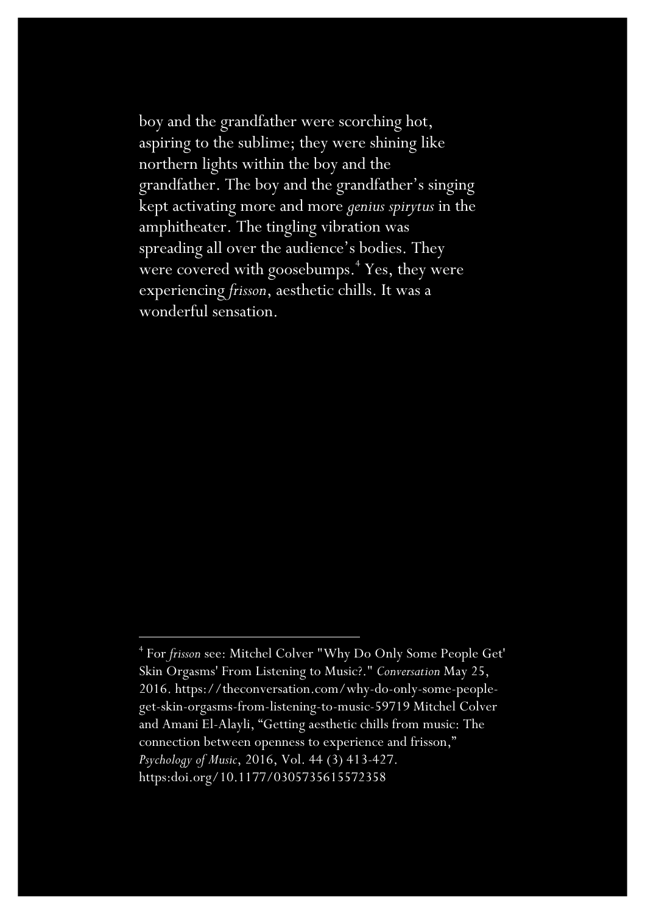boy and the grandfather were scorching hot, aspiring to the sublime; they were shining like northern lights within the boy and the grandfather. The boy and the grandfather's singing kept activating more and more *genius spirytus* in the amphitheater. The tingling vibration was spreading all over the audience's bodies. They were covered with goosebumps.[4] Yes, they were experiencing *frisson*, aesthetic chills. It was a wonderful sensation.

---

[4] For *frisson* see: Mitchel Colver "Why Do Only Some People Get' Skin Orgasms' From Listening to Music?." *Conversation* May 25, 2016. https://theconversation.com/why-do-only-some-people-get-skin-orgasms-from-listening-to-music-59719 Mitchel Colver and Amani El-Alayli, "Getting aesthetic chills from music: The connection between openness to experience and frisson," *Psychology of Music*, 2016, Vol. 44 (3) 413-427. https:doi.org/10.1177/0305735615572358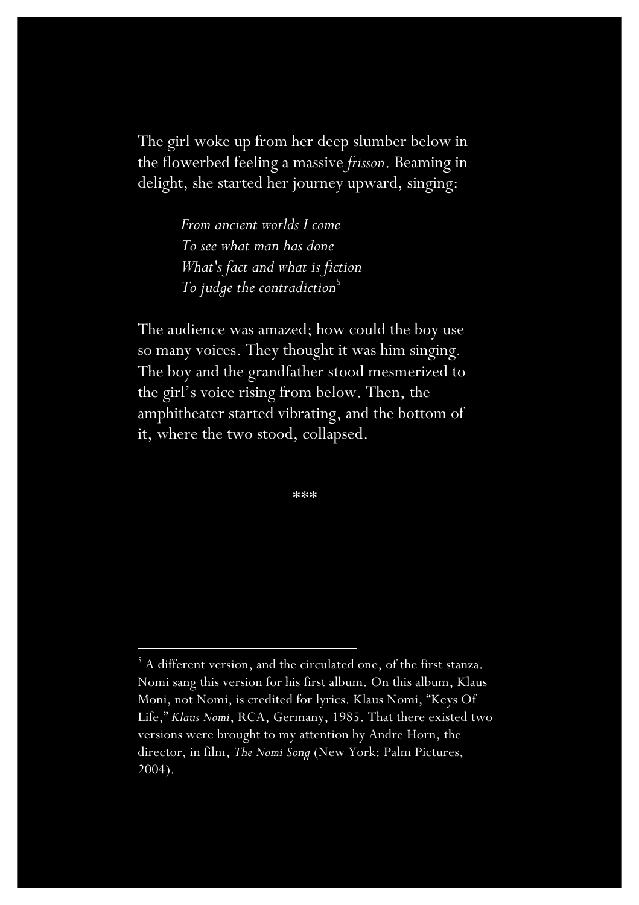The girl woke up from her deep slumber below in the flowerbed feeling a massive *frisson*. Beaming in delight, she started her journey upward, singing:

> *From ancient worlds I come*
> *To see what man has done*
> *What's fact and what is fiction*
> *To judge the contradiction*[5]

The audience was amazed; how could the boy use so many voices. They thought it was him singing. The boy and the grandfather stood mesmerized to the girl's voice rising from below. Then, the amphitheater started vibrating, and the bottom of it, where the two stood, collapsed.

\*\*\*

---

[5] A different version, and the circulated one, of the first stanza. Nomi sang this version for his first album. On this album, Klaus Moni, not Nomi, is credited for lyrics. Klaus Nomi, "Keys Of Life," *Klaus Nomi*, RCA, Germany, 1985. That there existed two versions were brought to my attention by Andre Horn, the director, in film, *The Nomi Song* (New York: Palm Pictures, 2004).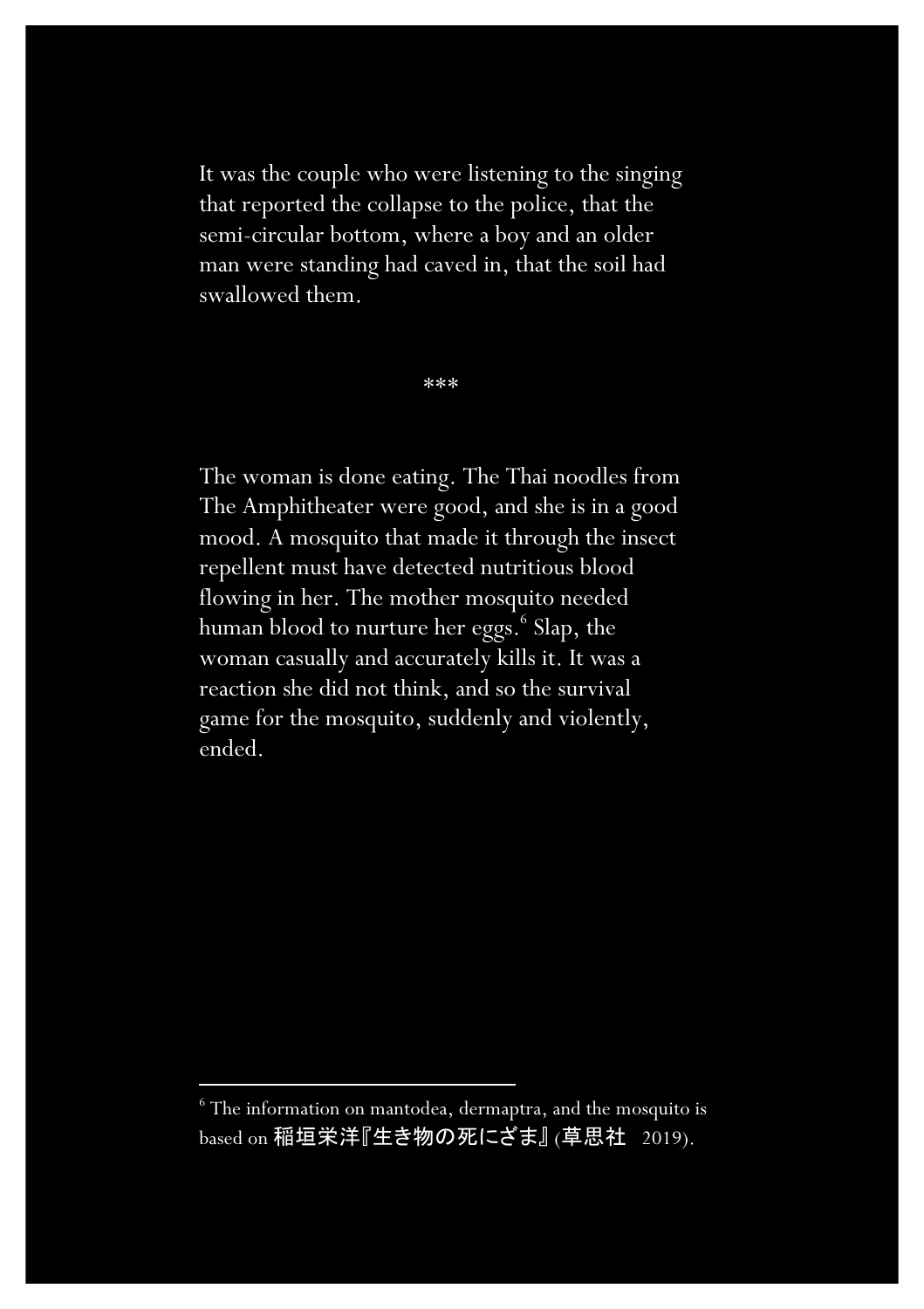It was the couple who were listening to the singing that reported the collapse to the police, that the semi-circular bottom, where a boy and an older man were standing had caved in, that the soil had swallowed them.

***

The woman is done eating. The Thai noodles from The Amphitheater were good, and she is in a good mood. A mosquito that made it through the insect repellent must have detected nutritious blood flowing in her. The mother mosquito needed human blood to nurture her eggs.[6] Slap, the woman casually and accurately kills it. It was a reaction she did not think, and so the survival game for the mosquito, suddenly and violently, ended.

---

[6] The information on mantodea, dermaptra, and the mosquito is based on 稲垣栄洋『生き物の死にざま』(草思社　2019).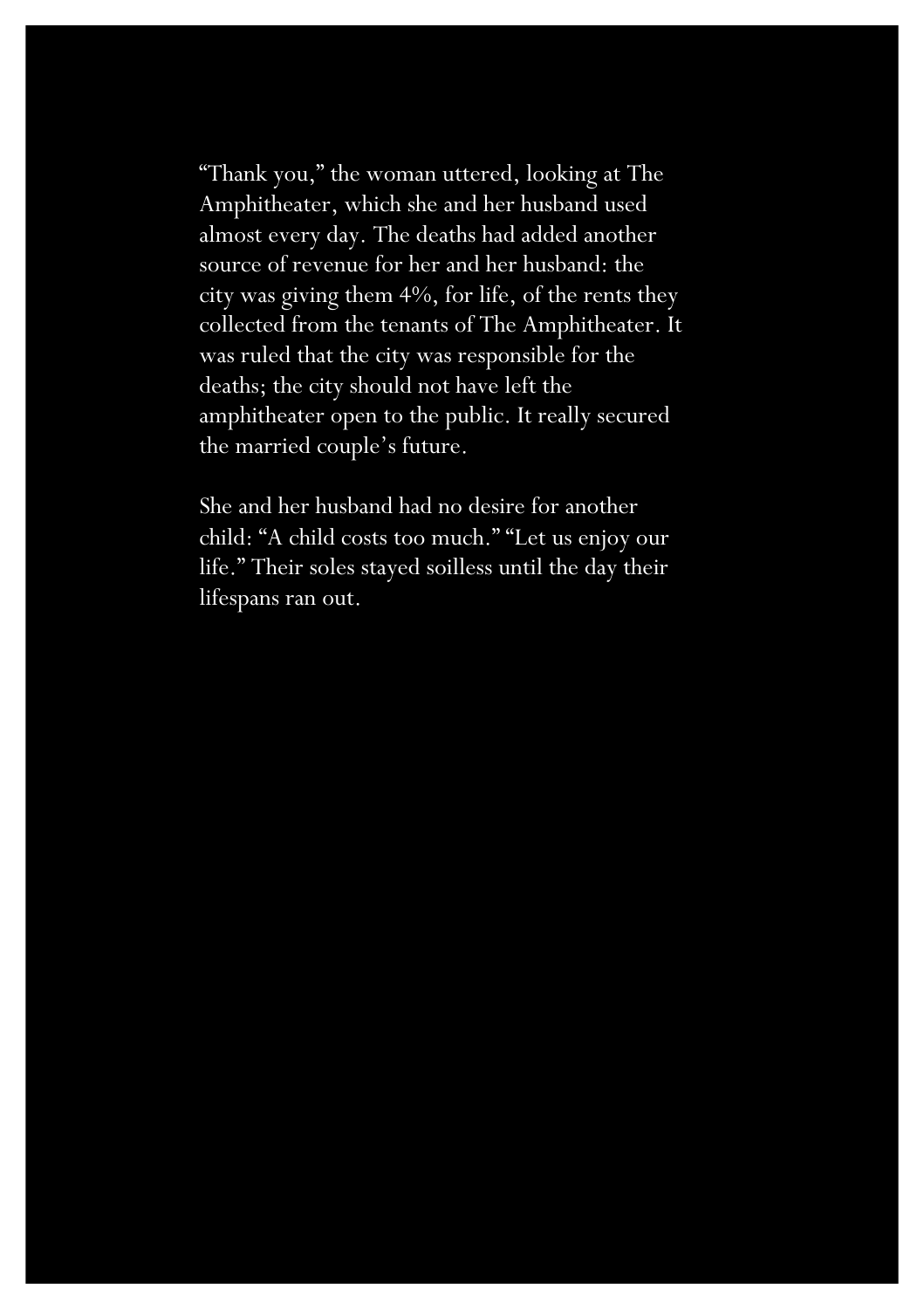"Thank you," the woman uttered, looking at The Amphitheater, which she and her husband used almost every day. The deaths had added another source of revenue for her and her husband: the city was giving them 4%, for life, of the rents they collected from the tenants of The Amphitheater. It was ruled that the city was responsible for the deaths; the city should not have left the amphitheater open to the public. It really secured the married couple's future.

She and her husband had no desire for another child: "A child costs too much." "Let us enjoy our life." Their soles stayed soilless until the day their lifespans ran out.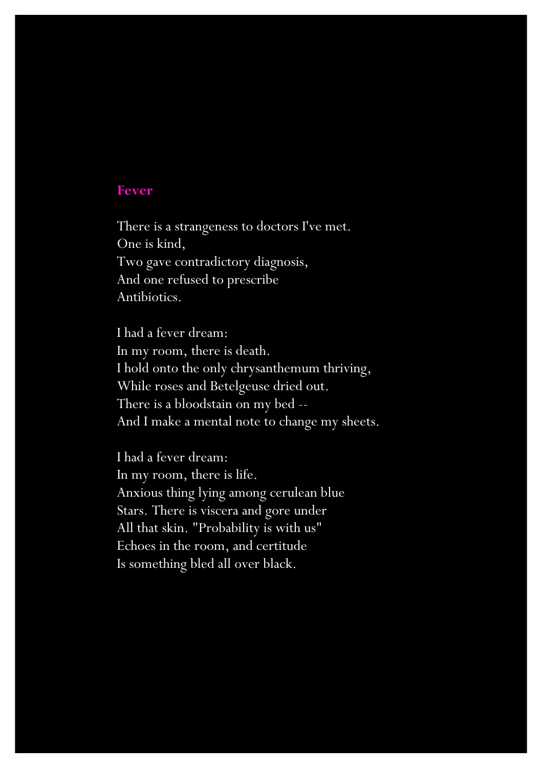## Fever

There is a strangeness to doctors I've met.  
One is kind,  
Two gave contradictory diagnosis,  
And one refused to prescribe  
Antibiotics.

I had a fever dream:  
In my room, there is death.  
I hold onto the only chrysanthemum thriving,  
While roses and Betelgeuse dried out.  
There is a bloodstain on my bed --  
And I make a mental note to change my sheets.

I had a fever dream:  
In my room, there is life.  
Anxious thing lying among cerulean blue  
Stars. There is viscera and gore under  
All that skin. "Probability is with us"  
Echoes in the room, and certitude  
Is something bled all over black.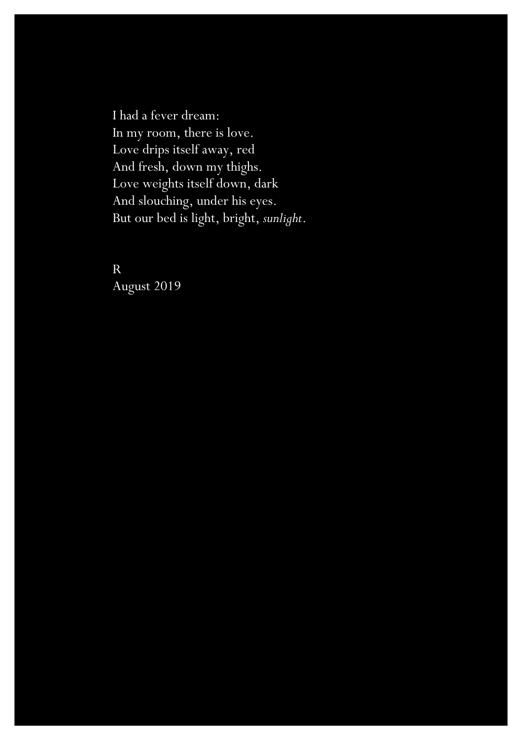I had a fever dream:  
In my room, there is love.  
Love drips itself away, red  
And fresh, down my thighs.  
Love weights itself down, dark  
And slouching, under his eyes.  
But our bed is light, bright, *sunlight*.

R  
August 2019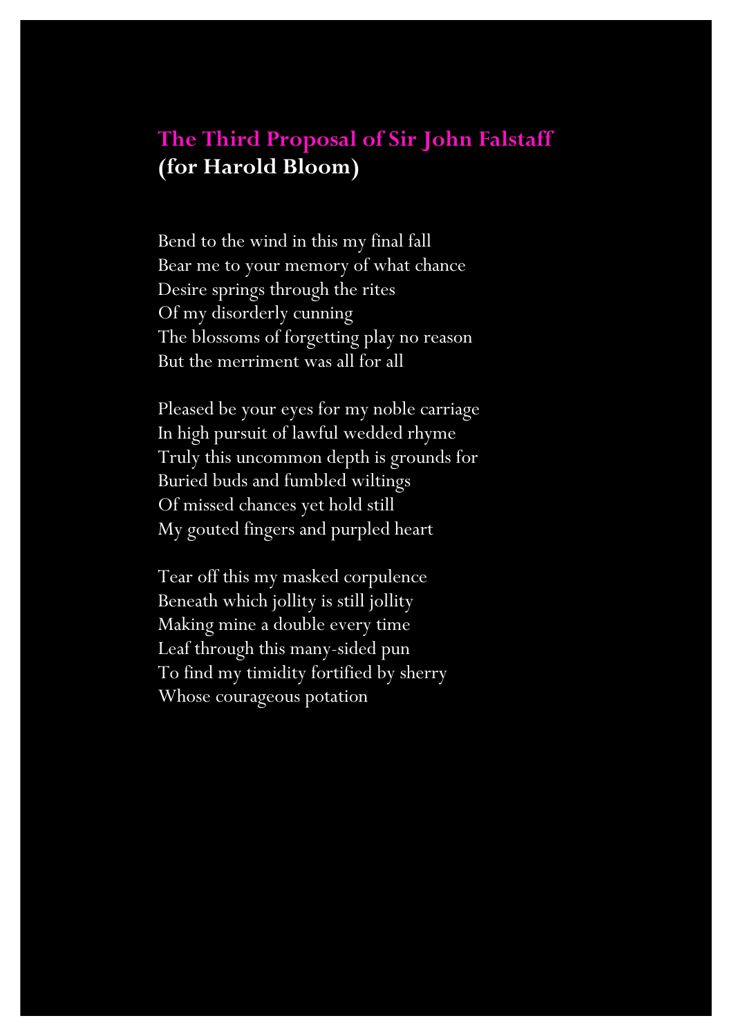## The Third Proposal of Sir John Falstaff
**(for Harold Bloom)**

Bend to the wind in this my final fall
Bear me to your memory of what chance
Desire springs through the rites
Of my disorderly cunning
The blossoms of forgetting play no reason
But the merriment was all for all

Pleased be your eyes for my noble carriage
In high pursuit of lawful wedded rhyme
Truly this uncommon depth is grounds for
Buried buds and fumbled wiltings
Of missed chances yet hold still
My gouted fingers and purpled heart

Tear off this my masked corpulence
Beneath which jollity is still jollity
Making mine a double every time
Leaf through this many-sided pun
To find my timidity fortified by sherry
Whose courageous potation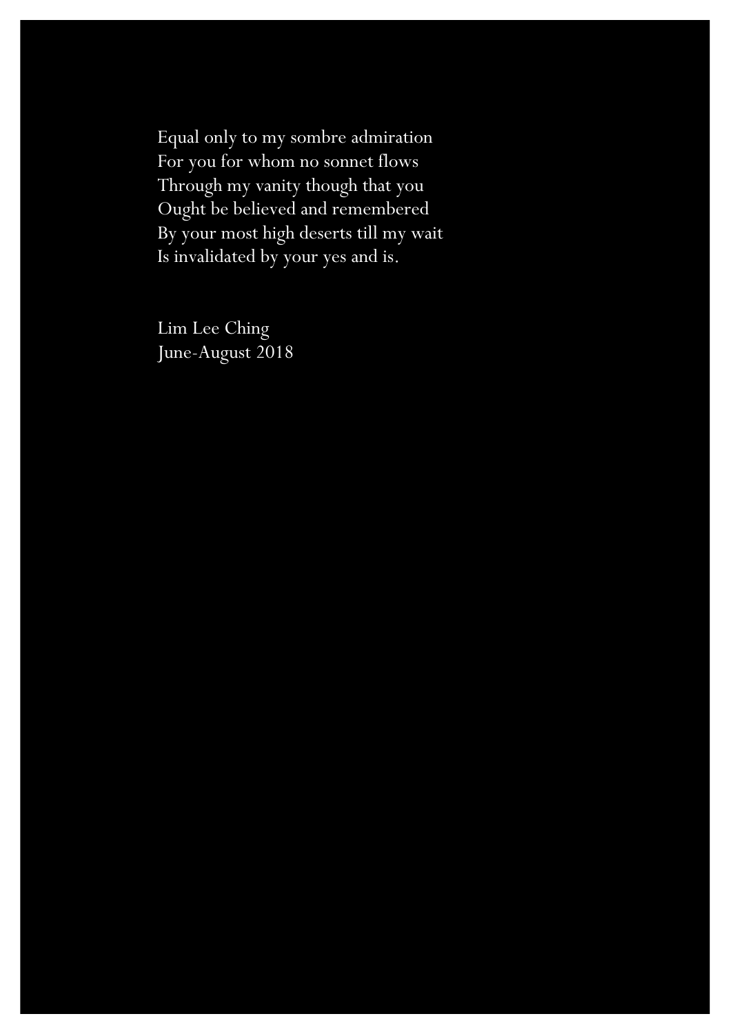Equal only to my sombre admiration
For you for whom no sonnet flows
Through my vanity though that you
Ought be believed and remembered
By your most high deserts till my wait
Is invalidated by your yes and is.

Lim Lee Ching
June-August 2018